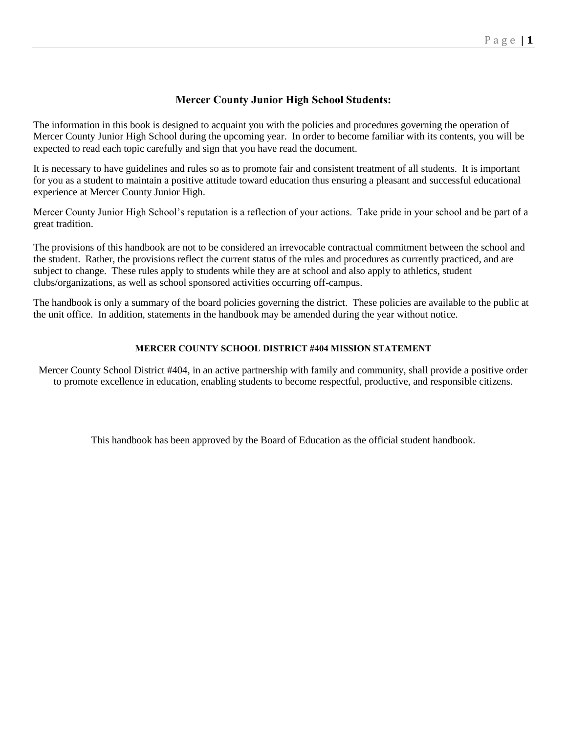## Mercer County Junior High School Students:

The information in this book is designed to acquaint you with the policies and procedures governing the operation of Mercer County Junior High School during the upcoming year. In order to become familiar with its contents, you will be expected to read each topic carefully and sign that you have read the document.

It is necessary to have guidelines and rules so as to promote fair and consistent treatment of all students. It is important for you as a student to maintain a positive attitude toward education thus ensuring a pleasant and successful educational experience at Mercer County Junior High.

Mercer County Junior High School's reputation is a reflection of your actions. Take pride in your school and be part of a great tradition.

The provisions of this handbook are not to be considered an irrevocable contractual commitment between the school and the student. Rather, the provisions reflect the current status of the rules and procedures as currently practiced, and are subject to change. These rules apply to students while they are at school and also apply to athletics, student clubs/organizations, as well as school sponsored activities occurring off-campus.

The handbook is only a summary of the board policies governing the district. These policies are available to the public at the unit office. In addition, statements in the handbook may be amended during the year without notice.

### MERCER COUNTY SCHOOL DISTRICT #404 MISSION STATEMENT

Mercer County School District #404, in an active partnership with family and community, shall provide a positive order to promote excellence in education, enabling students to become respectful, productive, and responsible citizens.

This handbook has been approved by the Board of Education as the official student handbook.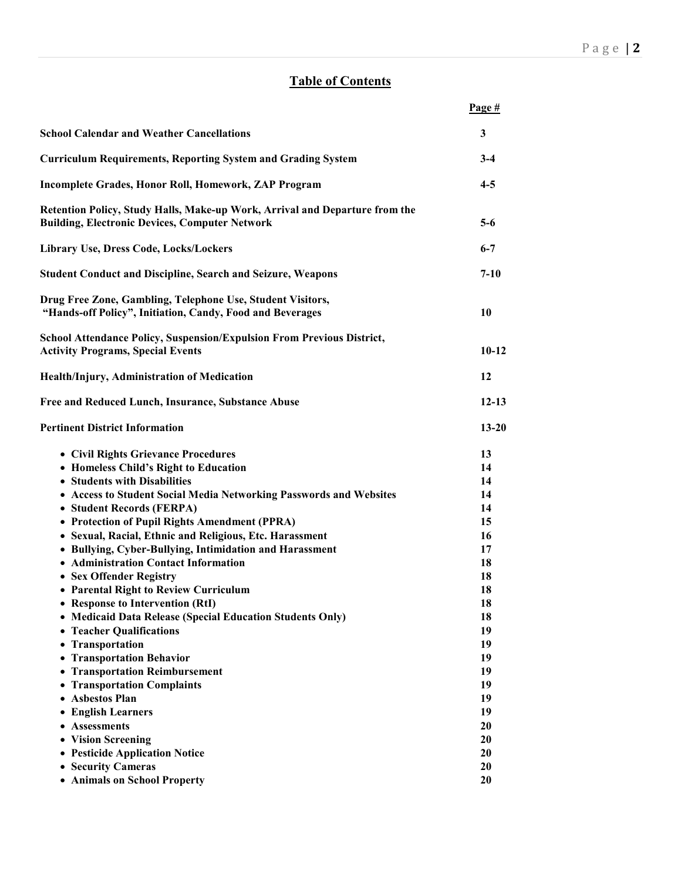## Table of Contents

| | Page # |
|---|---|
| **School Calendar and Weather Cancellations** | **3** |
| **Curriculum Requirements, Reporting System and Grading System** | **3-4** |
| **Incomplete Grades, Honor Roll, Homework, ZAP Program** | **4-5** |
| **Retention Policy, Study Halls, Make-up Work, Arrival and Departure from the Building, Electronic Devices, Computer Network** | **5-6** |
| **Library Use, Dress Code, Locks/Lockers** | **6-7** |
| **Student Conduct and Discipline, Search and Seizure, Weapons** | **7-10** |
| **Drug Free Zone, Gambling, Telephone Use, Student Visitors, "Hands-off Policy", Initiation, Candy, Food and Beverages** | **10** |
| **School Attendance Policy, Suspension/Expulsion From Previous District, Activity Programs, Special Events** | **10-12** |
| **Health/Injury, Administration of Medication** | **12** |
| **Free and Reduced Lunch, Insurance, Substance Abuse** | **12-13** |
| **Pertinent District Information** | **13-20** |
| • **Civil Rights Grievance Procedures** | **13** |
| • **Homeless Child's Right to Education** | **14** |
| • **Students with Disabilities** | **14** |
| • **Access to Student Social Media Networking Passwords and Websites** | **14** |
| • **Student Records (FERPA)** | **14** |
| • **Protection of Pupil Rights Amendment (PPRA)** | **15** |
| • **Sexual, Racial, Ethnic and Religious, Etc. Harassment** | **16** |
| • **Bullying, Cyber-Bullying, Intimidation and Harassment** | **17** |
| • **Administration Contact Information** | **18** |
| • **Sex Offender Registry** | **18** |
| • **Parental Right to Review Curriculum** | **18** |
| • **Response to Intervention (RtI)** | **18** |
| • **Medicaid Data Release (Special Education Students Only)** | **18** |
| • **Teacher Qualifications** | **19** |
| • **Transportation** | **19** |
| • **Transportation Behavior** | **19** |
| • **Transportation Reimbursement** | **19** |
| • **Transportation Complaints** | **19** |
| • **Asbestos Plan** | **19** |
| • **English Learners** | **19** |
| • **Assessments** | **20** |
| • **Vision Screening** | **20** |
| • **Pesticide Application Notice** | **20** |
| • **Security Cameras** | **20** |
| • **Animals on School Property** | **20** |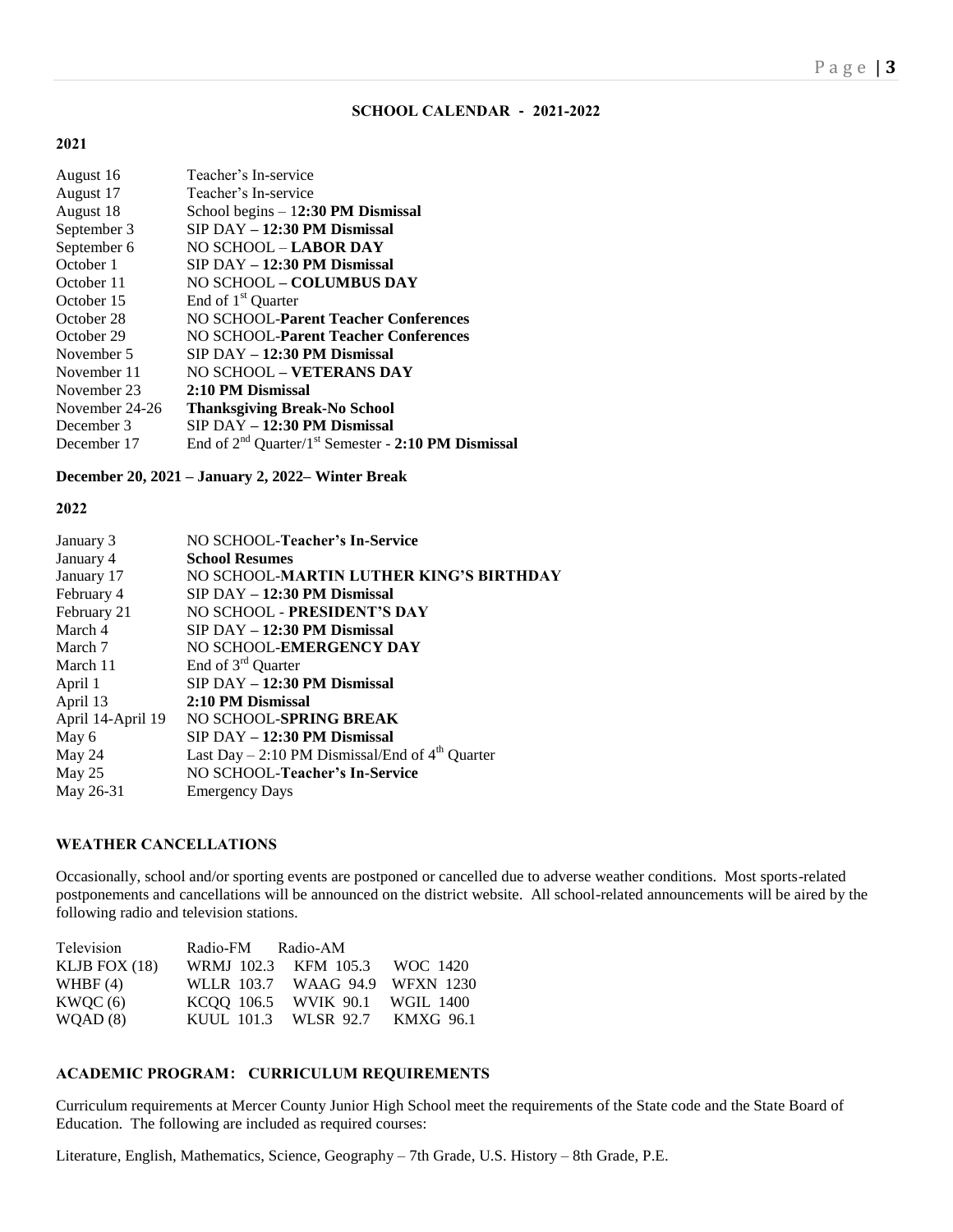## SCHOOL CALENDAR - 2021-2022

**2021**

| | |
|---|---|
| August 16 | Teacher's In-service |
| August 17 | Teacher's In-service |
| August 18 | School begins – 1**2:30 PM Dismissal** |
| September 3 | SIP DAY **– 12:30 PM Dismissal** |
| September 6 | NO SCHOOL – **LABOR DAY** |
| October 1 | SIP DAY **– 12:30 PM Dismissal** |
| October 11 | NO SCHOOL **– COLUMBUS DAY** |
| October 15 | End of 1st Quarter |
| October 28 | NO SCHOOL-**Parent Teacher Conferences** |
| October 29 | NO SCHOOL-**Parent Teacher Conferences** |
| November 5 | SIP DAY **– 12:30 PM Dismissal** |
| November 11 | NO SCHOOL **– VETERANS DAY** |
| November 23 | **2:10 PM Dismissal** |
| November 24-26 | **Thanksgiving Break-No School** |
| December 3 | SIP DAY **– 12:30 PM Dismissal** |
| December 17 | End of 2nd Quarter/1st Semester - **2:10 PM Dismissal** |

**December 20, 2021 – January 2, 2022– Winter Break**

**2022**

| | |
|---|---|
| January 3 | NO SCHOOL-**Teacher's In-Service** |
| January 4 | **School Resumes** |
| January 17 | NO SCHOOL-**MARTIN LUTHER KING'S BIRTHDAY** |
| February 4 | SIP DAY **– 12:30 PM Dismissal** |
| February 21 | NO SCHOOL - **PRESIDENT'S DAY** |
| March 4 | SIP DAY **– 12:30 PM Dismissal** |
| March 7 | NO SCHOOL-**EMERGENCY DAY** |
| March 11 | End of 3rd Quarter |
| April 1 | SIP DAY **– 12:30 PM Dismissal** |
| April 13 | **2:10 PM Dismissal** |
| April 14-April 19 | NO SCHOOL-**SPRING BREAK** |
| May 6 | SIP DAY **– 12:30 PM Dismissal** |
| May 24 | Last Day – 2:10 PM Dismissal/End of 4th Quarter |
| May 25 | NO SCHOOL-**Teacher's In-Service** |
| May 26-31 | Emergency Days |

### WEATHER CANCELLATIONS

Occasionally, school and/or sporting events are postponed or cancelled due to adverse weather conditions. Most sports-related postponements and cancellations will be announced on the district website. All school-related announcements will be aired by the following radio and television stations.

| Television | Radio-FM | Radio-AM | |
|---|---|---|---|
| KLJB FOX (18) | WRMJ 102.3 | KFM 105.3 | WOC 1420 |
| WHBF (4) | WLLR 103.7 | WAAG 94.9 | WFXN 1230 |
| KWQC (6) | KCQQ 106.5 | WVIK 90.1 | WGIL 1400 |
| WQAD (8) | KUUL 101.3 | WLSR 92.7 | KMXG 96.1 |

### ACADEMIC PROGRAM: CURRICULUM REQUIREMENTS

Curriculum requirements at Mercer County Junior High School meet the requirements of the State code and the State Board of Education. The following are included as required courses:

Literature, English, Mathematics, Science, Geography – 7th Grade, U.S. History – 8th Grade, P.E.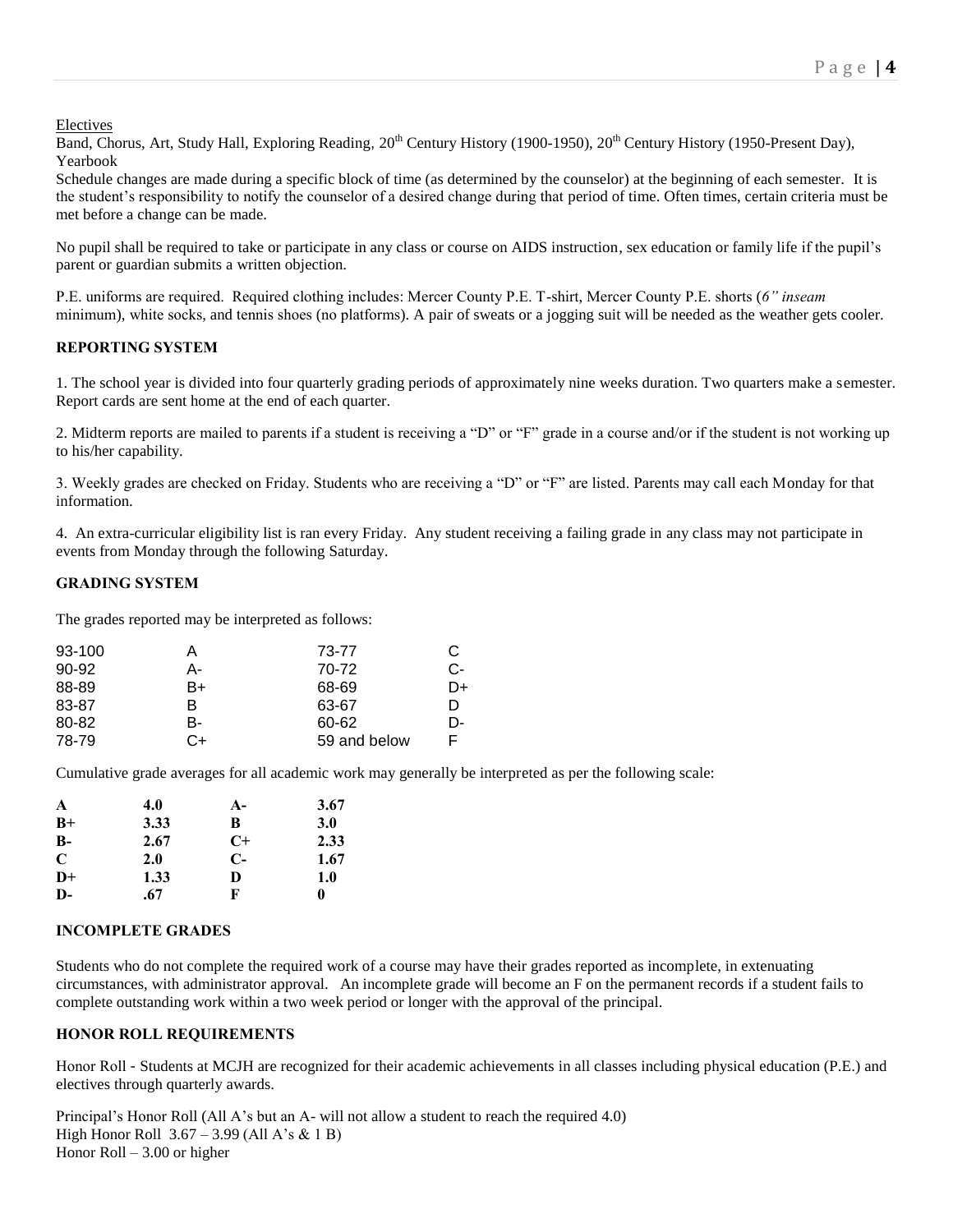Electives

Band, Chorus, Art, Study Hall, Exploring Reading, 20th Century History (1900-1950), 20th Century History (1950-Present Day), Yearbook

Schedule changes are made during a specific block of time (as determined by the counselor) at the beginning of each semester. It is the student's responsibility to notify the counselor of a desired change during that period of time. Often times, certain criteria must be met before a change can be made.

No pupil shall be required to take or participate in any class or course on AIDS instruction, sex education or family life if the pupil's parent or guardian submits a written objection.

P.E. uniforms are required. Required clothing includes: Mercer County P.E. T-shirt, Mercer County P.E. shorts (*6" inseam* minimum), white socks, and tennis shoes (no platforms). A pair of sweats or a jogging suit will be needed as the weather gets cooler.

**REPORTING SYSTEM**

1. The school year is divided into four quarterly grading periods of approximately nine weeks duration. Two quarters make a semester. Report cards are sent home at the end of each quarter.

2. Midterm reports are mailed to parents if a student is receiving a "D" or "F" grade in a course and/or if the student is not working up to his/her capability.

3. Weekly grades are checked on Friday. Students who are receiving a "D" or "F" are listed. Parents may call each Monday for that information.

4. An extra-curricular eligibility list is ran every Friday. Any student receiving a failing grade in any class may not participate in events from Monday through the following Saturday.

**GRADING SYSTEM**

The grades reported may be interpreted as follows:

| | | | |
|---|---|---|---|
| 93-100 | A | 73-77 | C |
| 90-92 | A- | 70-72 | C- |
| 88-89 | B+ | 68-69 | D+ |
| 83-87 | B | 63-67 | D |
| 80-82 | B- | 60-62 | D- |
| 78-79 | C+ | 59 and below | F |

Cumulative grade averages for all academic work may generally be interpreted as per the following scale:

| | | | |
|---|---|---|---|
| **A** | **4.0** | **A-** | **3.67** |
| **B+** | **3.33** | **B** | **3.0** |
| **B-** | **2.67** | **C+** | **2.33** |
| **C** | **2.0** | **C-** | **1.67** |
| **D+** | **1.33** | **D** | **1.0** |
| **D-** | **.67** | **F** | **0** |

**INCOMPLETE GRADES**

Students who do not complete the required work of a course may have their grades reported as incomplete, in extenuating circumstances, with administrator approval. An incomplete grade will become an F on the permanent records if a student fails to complete outstanding work within a two week period or longer with the approval of the principal.

**HONOR ROLL REQUIREMENTS**

Honor Roll - Students at MCJH are recognized for their academic achievements in all classes including physical education (P.E.) and electives through quarterly awards.

Principal's Honor Roll (All A's but an A- will not allow a student to reach the required 4.0)
High Honor Roll 3.67 – 3.99 (All A's & 1 B)
Honor Roll – 3.00 or higher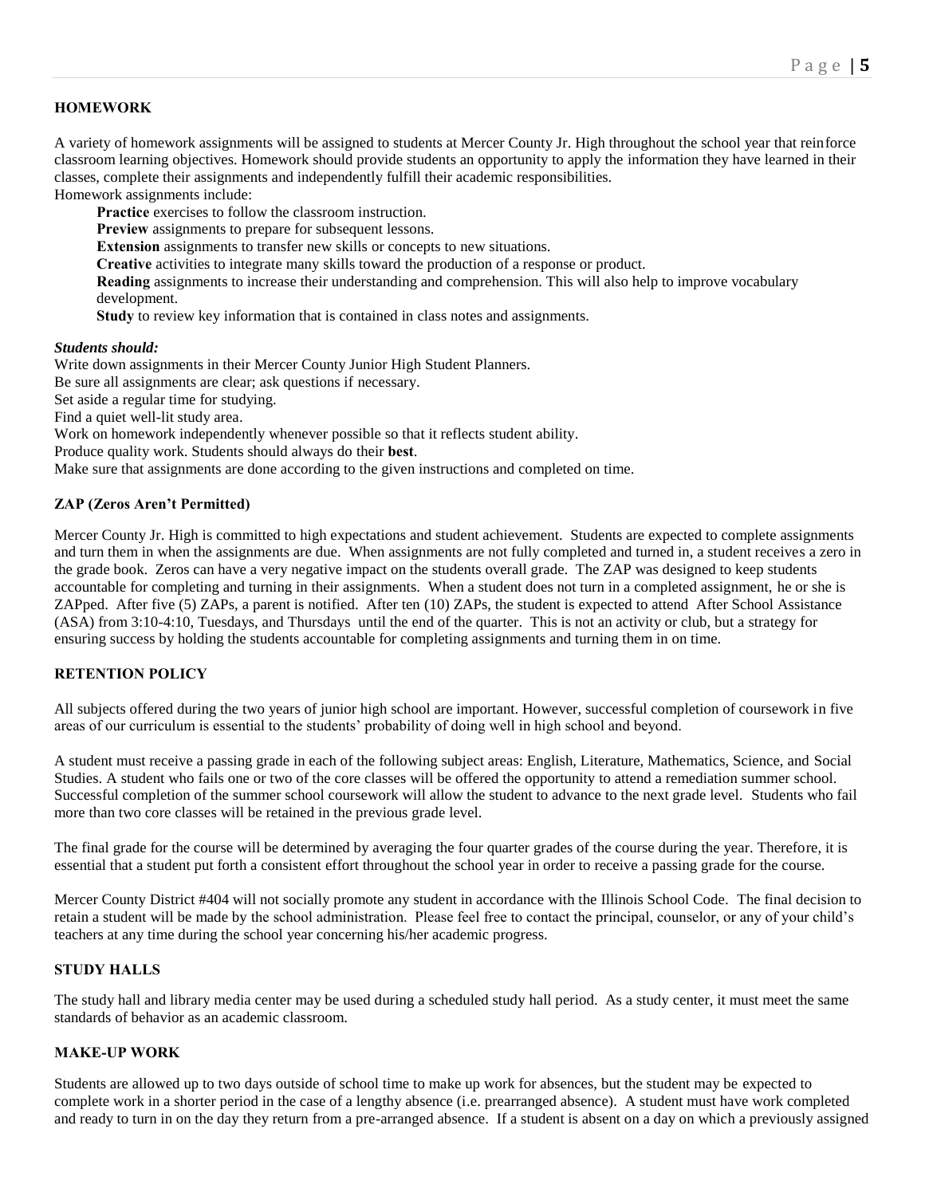## HOMEWORK

A variety of homework assignments will be assigned to students at Mercer County Jr. High throughout the school year that reinforce classroom learning objectives. Homework should provide students an opportunity to apply the information they have learned in their classes, complete their assignments and independently fulfill their academic responsibilities.
Homework assignments include:

**Practice** exercises to follow the classroom instruction.
**Preview** assignments to prepare for subsequent lessons.
**Extension** assignments to transfer new skills or concepts to new situations.
**Creative** activities to integrate many skills toward the production of a response or product.
**Reading** assignments to increase their understanding and comprehension. This will also help to improve vocabulary development.
**Study** to review key information that is contained in class notes and assignments.

***Students should:***
Write down assignments in their Mercer County Junior High Student Planners.
Be sure all assignments are clear; ask questions if necessary.
Set aside a regular time for studying.
Find a quiet well-lit study area.
Work on homework independently whenever possible so that it reflects student ability.
Produce quality work. Students should always do their **best**.
Make sure that assignments are done according to the given instructions and completed on time.

## ZAP (Zeros Aren't Permitted)

Mercer County Jr. High is committed to high expectations and student achievement. Students are expected to complete assignments and turn them in when the assignments are due. When assignments are not fully completed and turned in, a student receives a zero in the grade book. Zeros can have a very negative impact on the students overall grade. The ZAP was designed to keep students accountable for completing and turning in their assignments. When a student does not turn in a completed assignment, he or she is ZAPped. After five (5) ZAPs, a parent is notified. After ten (10) ZAPs, the student is expected to attend After School Assistance (ASA) from 3:10-4:10, Tuesdays, and Thursdays until the end of the quarter. This is not an activity or club, but a strategy for ensuring success by holding the students accountable for completing assignments and turning them in on time.

## RETENTION POLICY

All subjects offered during the two years of junior high school are important. However, successful completion of coursework in five areas of our curriculum is essential to the students' probability of doing well in high school and beyond.

A student must receive a passing grade in each of the following subject areas: English, Literature, Mathematics, Science, and Social Studies. A student who fails one or two of the core classes will be offered the opportunity to attend a remediation summer school. Successful completion of the summer school coursework will allow the student to advance to the next grade level. Students who fail more than two core classes will be retained in the previous grade level.

The final grade for the course will be determined by averaging the four quarter grades of the course during the year. Therefore, it is essential that a student put forth a consistent effort throughout the school year in order to receive a passing grade for the course.

Mercer County District #404 will not socially promote any student in accordance with the Illinois School Code. The final decision to retain a student will be made by the school administration. Please feel free to contact the principal, counselor, or any of your child's teachers at any time during the school year concerning his/her academic progress.

## STUDY HALLS

The study hall and library media center may be used during a scheduled study hall period. As a study center, it must meet the same standards of behavior as an academic classroom.

## MAKE-UP WORK

Students are allowed up to two days outside of school time to make up work for absences, but the student may be expected to complete work in a shorter period in the case of a lengthy absence (i.e. prearranged absence). A student must have work completed and ready to turn in on the day they return from a pre-arranged absence. If a student is absent on a day on which a previously assigned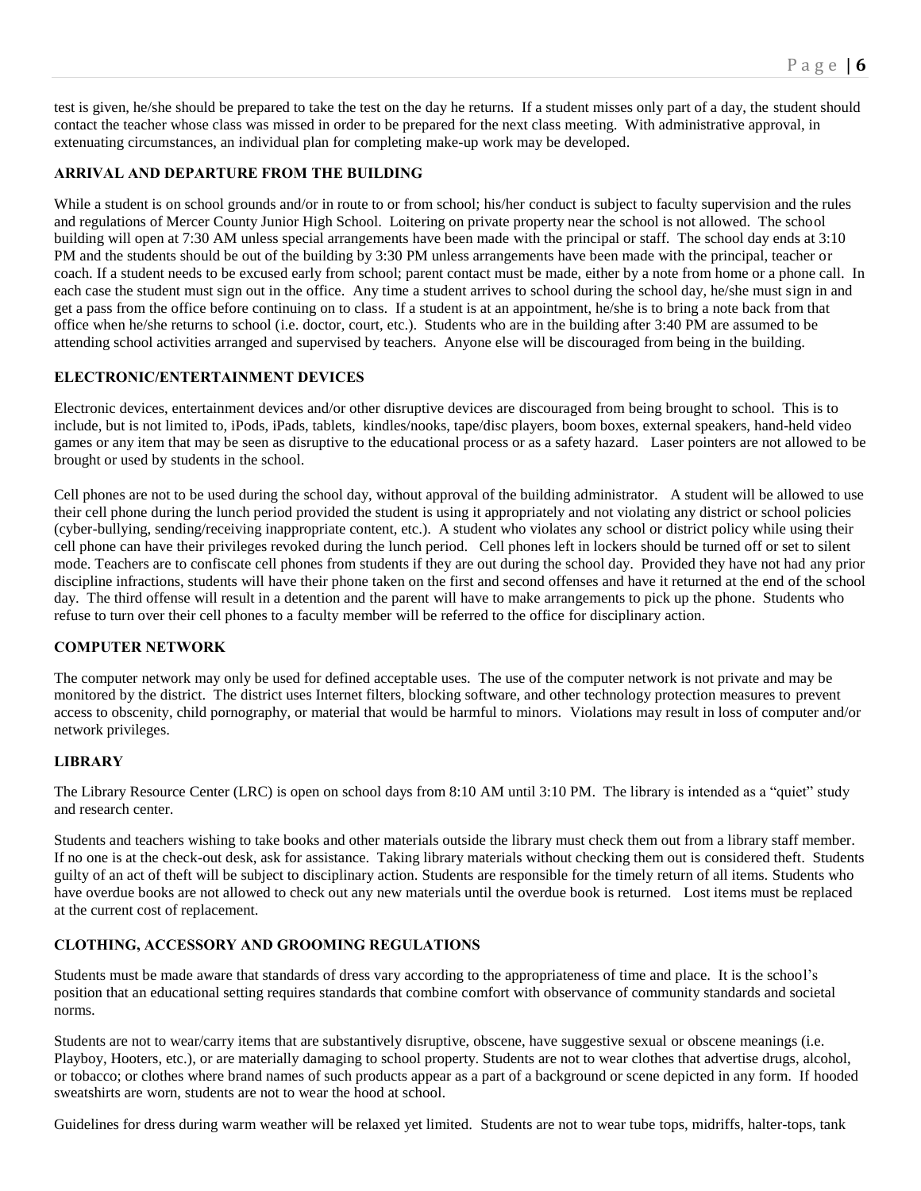test is given, he/she should be prepared to take the test on the day he returns. If a student misses only part of a day, the student should contact the teacher whose class was missed in order to be prepared for the next class meeting. With administrative approval, in extenuating circumstances, an individual plan for completing make-up work may be developed.

## ARRIVAL AND DEPARTURE FROM THE BUILDING

While a student is on school grounds and/or in route to or from school; his/her conduct is subject to faculty supervision and the rules and regulations of Mercer County Junior High School. Loitering on private property near the school is not allowed. The school building will open at 7:30 AM unless special arrangements have been made with the principal or staff. The school day ends at 3:10 PM and the students should be out of the building by 3:30 PM unless arrangements have been made with the principal, teacher or coach. If a student needs to be excused early from school; parent contact must be made, either by a note from home or a phone call. In each case the student must sign out in the office. Any time a student arrives to school during the school day, he/she must sign in and get a pass from the office before continuing on to class. If a student is at an appointment, he/she is to bring a note back from that office when he/she returns to school (i.e. doctor, court, etc.). Students who are in the building after 3:40 PM are assumed to be attending school activities arranged and supervised by teachers. Anyone else will be discouraged from being in the building.

## ELECTRONIC/ENTERTAINMENT DEVICES

Electronic devices, entertainment devices and/or other disruptive devices are discouraged from being brought to school. This is to include, but is not limited to, iPods, iPads, tablets, kindles/nooks, tape/disc players, boom boxes, external speakers, hand-held video games or any item that may be seen as disruptive to the educational process or as a safety hazard. Laser pointers are not allowed to be brought or used by students in the school.

Cell phones are not to be used during the school day, without approval of the building administrator. A student will be allowed to use their cell phone during the lunch period provided the student is using it appropriately and not violating any district or school policies (cyber-bullying, sending/receiving inappropriate content, etc.). A student who violates any school or district policy while using their cell phone can have their privileges revoked during the lunch period. Cell phones left in lockers should be turned off or set to silent mode. Teachers are to confiscate cell phones from students if they are out during the school day. Provided they have not had any prior discipline infractions, students will have their phone taken on the first and second offenses and have it returned at the end of the school day. The third offense will result in a detention and the parent will have to make arrangements to pick up the phone. Students who refuse to turn over their cell phones to a faculty member will be referred to the office for disciplinary action.

## COMPUTER NETWORK

The computer network may only be used for defined acceptable uses. The use of the computer network is not private and may be monitored by the district. The district uses Internet filters, blocking software, and other technology protection measures to prevent access to obscenity, child pornography, or material that would be harmful to minors. Violations may result in loss of computer and/or network privileges.

## LIBRARY

The Library Resource Center (LRC) is open on school days from 8:10 AM until 3:10 PM. The library is intended as a "quiet" study and research center.

Students and teachers wishing to take books and other materials outside the library must check them out from a library staff member. If no one is at the check-out desk, ask for assistance. Taking library materials without checking them out is considered theft. Students guilty of an act of theft will be subject to disciplinary action. Students are responsible for the timely return of all items. Students who have overdue books are not allowed to check out any new materials until the overdue book is returned. Lost items must be replaced at the current cost of replacement.

## CLOTHING, ACCESSORY AND GROOMING REGULATIONS

Students must be made aware that standards of dress vary according to the appropriateness of time and place. It is the school's position that an educational setting requires standards that combine comfort with observance of community standards and societal norms.

Students are not to wear/carry items that are substantively disruptive, obscene, have suggestive sexual or obscene meanings (i.e. Playboy, Hooters, etc.), or are materially damaging to school property. Students are not to wear clothes that advertise drugs, alcohol, or tobacco; or clothes where brand names of such products appear as a part of a background or scene depicted in any form. If hooded sweatshirts are worn, students are not to wear the hood at school.

Guidelines for dress during warm weather will be relaxed yet limited. Students are not to wear tube tops, midriffs, halter-tops, tank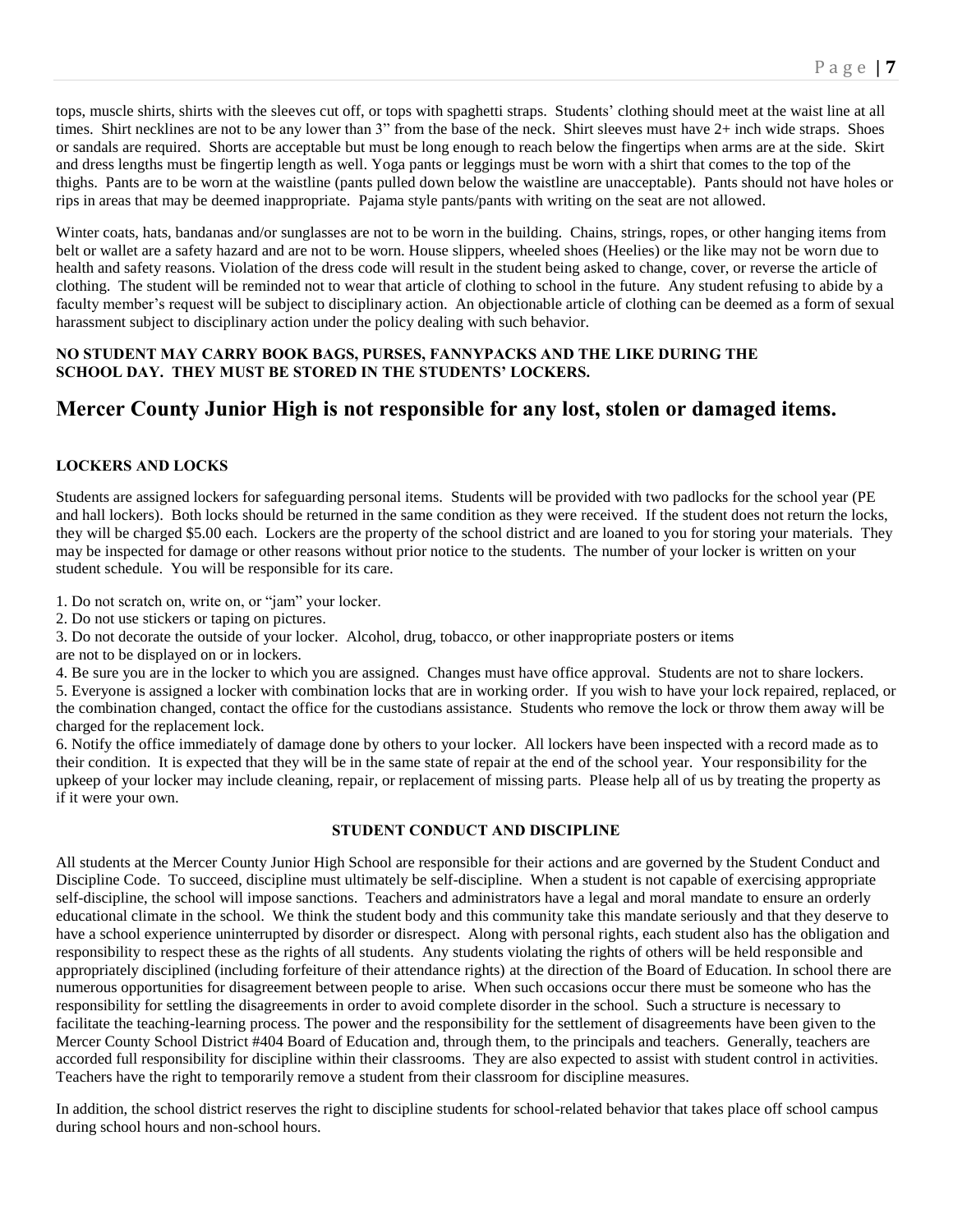tops, muscle shirts, shirts with the sleeves cut off, or tops with spaghetti straps. Students' clothing should meet at the waist line at all times. Shirt necklines are not to be any lower than 3" from the base of the neck. Shirt sleeves must have 2+ inch wide straps. Shoes or sandals are required. Shorts are acceptable but must be long enough to reach below the fingertips when arms are at the side. Skirt and dress lengths must be fingertip length as well. Yoga pants or leggings must be worn with a shirt that comes to the top of the thighs. Pants are to be worn at the waistline (pants pulled down below the waistline are unacceptable). Pants should not have holes or rips in areas that may be deemed inappropriate. Pajama style pants/pants with writing on the seat are not allowed.

Winter coats, hats, bandanas and/or sunglasses are not to be worn in the building. Chains, strings, ropes, or other hanging items from belt or wallet are a safety hazard and are not to be worn. House slippers, wheeled shoes (Heelies) or the like may not be worn due to health and safety reasons. Violation of the dress code will result in the student being asked to change, cover, or reverse the article of clothing. The student will be reminded not to wear that article of clothing to school in the future. Any student refusing to abide by a faculty member's request will be subject to disciplinary action. An objectionable article of clothing can be deemed as a form of sexual harassment subject to disciplinary action under the policy dealing with such behavior.

**NO STUDENT MAY CARRY BOOK BAGS, PURSES, FANNYPACKS AND THE LIKE DURING THE SCHOOL DAY. THEY MUST BE STORED IN THE STUDENTS' LOCKERS.**

## Mercer County Junior High is not responsible for any lost, stolen or damaged items.

### LOCKERS AND LOCKS

Students are assigned lockers for safeguarding personal items. Students will be provided with two padlocks for the school year (PE and hall lockers). Both locks should be returned in the same condition as they were received. If the student does not return the locks, they will be charged $5.00 each. Lockers are the property of the school district and are loaned to you for storing your materials. They may be inspected for damage or other reasons without prior notice to the students. The number of your locker is written on your student schedule. You will be responsible for its care.

1. Do not scratch on, write on, or "jam" your locker.
2. Do not use stickers or taping on pictures.
3. Do not decorate the outside of your locker. Alcohol, drug, tobacco, or other inappropriate posters or items are not to be displayed on or in lockers.
4. Be sure you are in the locker to which you are assigned. Changes must have office approval. Students are not to share lockers.
5. Everyone is assigned a locker with combination locks that are in working order. If you wish to have your lock repaired, replaced, or the combination changed, contact the office for the custodians assistance. Students who remove the lock or throw them away will be charged for the replacement lock.
6. Notify the office immediately of damage done by others to your locker. All lockers have been inspected with a record made as to their condition. It is expected that they will be in the same state of repair at the end of the school year. Your responsibility for the upkeep of your locker may include cleaning, repair, or replacement of missing parts. Please help all of us by treating the property as if it were your own.

### STUDENT CONDUCT AND DISCIPLINE

All students at the Mercer County Junior High School are responsible for their actions and are governed by the Student Conduct and Discipline Code. To succeed, discipline must ultimately be self-discipline. When a student is not capable of exercising appropriate self-discipline, the school will impose sanctions. Teachers and administrators have a legal and moral mandate to ensure an orderly educational climate in the school. We think the student body and this community take this mandate seriously and that they deserve to have a school experience uninterrupted by disorder or disrespect. Along with personal rights, each student also has the obligation and responsibility to respect these as the rights of all students. Any students violating the rights of others will be held responsible and appropriately disciplined (including forfeiture of their attendance rights) at the direction of the Board of Education. In school there are numerous opportunities for disagreement between people to arise. When such occasions occur there must be someone who has the responsibility for settling the disagreements in order to avoid complete disorder in the school. Such a structure is necessary to facilitate the teaching-learning process. The power and the responsibility for the settlement of disagreements have been given to the Mercer County School District #404 Board of Education and, through them, to the principals and teachers. Generally, teachers are accorded full responsibility for discipline within their classrooms. They are also expected to assist with student control in activities. Teachers have the right to temporarily remove a student from their classroom for discipline measures.

In addition, the school district reserves the right to discipline students for school-related behavior that takes place off school campus during school hours and non-school hours.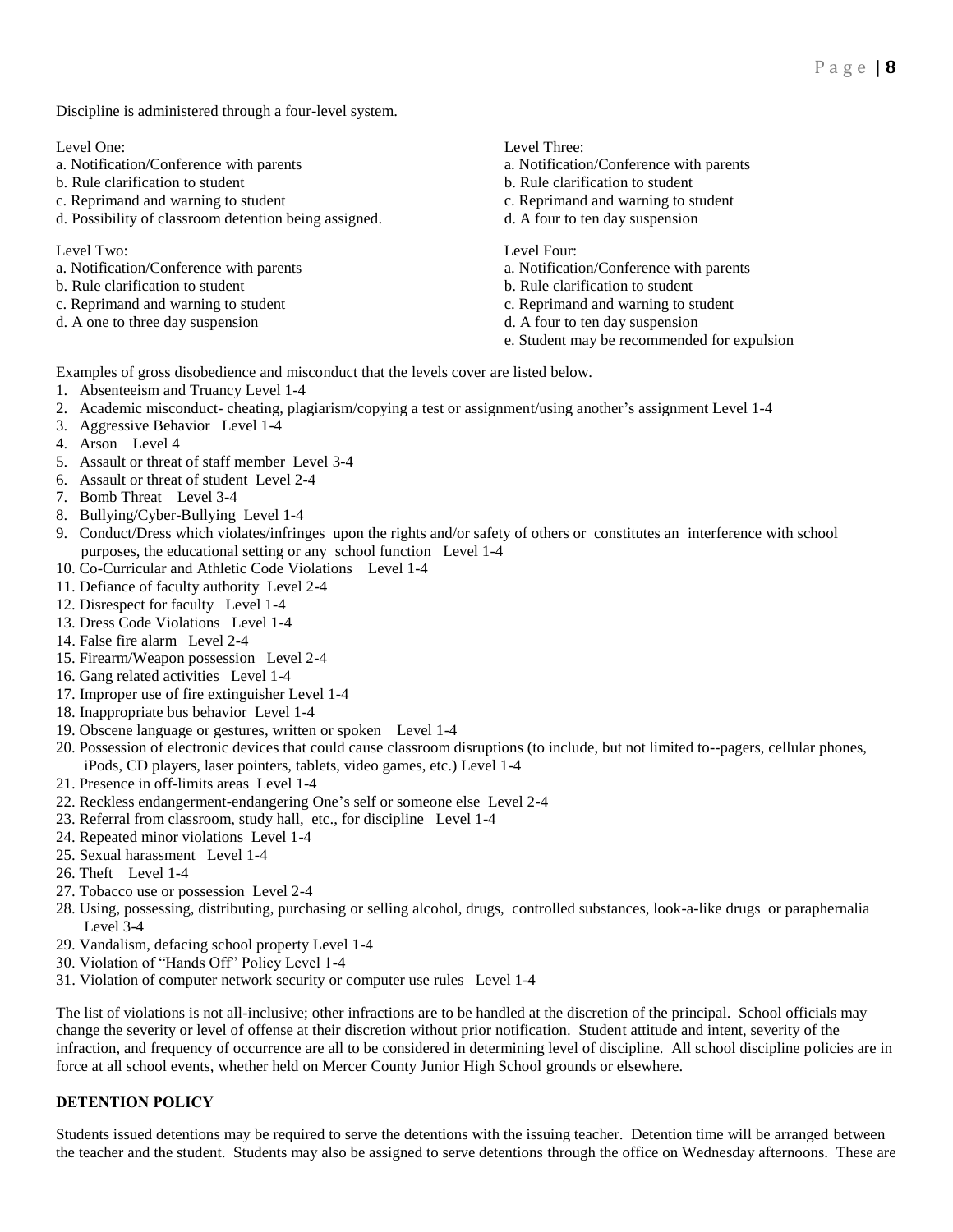Discipline is administered through a four-level system.

Level One:
a. Notification/Conference with parents
b. Rule clarification to student
c. Reprimand and warning to student
d. Possibility of classroom detention being assigned.

Level Two:
a. Notification/Conference with parents
b. Rule clarification to student
c. Reprimand and warning to student
d. A one to three day suspension

Level Three:
a. Notification/Conference with parents
b. Rule clarification to student
c. Reprimand and warning to student
d. A four to ten day suspension

Level Four:
a. Notification/Conference with parents
b. Rule clarification to student
c. Reprimand and warning to student
d. A four to ten day suspension
e. Student may be recommended for expulsion

Examples of gross disobedience and misconduct that the levels cover are listed below.

1. Absenteeism and Truancy Level 1-4
2. Academic misconduct- cheating, plagiarism/copying a test or assignment/using another's assignment Level 1-4
3. Aggressive Behavior Level 1-4
4. Arson Level 4
5. Assault or threat of staff member Level 3-4
6. Assault or threat of student Level 2-4
7. Bomb Threat Level 3-4
8. Bullying/Cyber-Bullying Level 1-4
9. Conduct/Dress which violates/infringes upon the rights and/or safety of others or constitutes an interference with school purposes, the educational setting or any school function Level 1-4
10. Co-Curricular and Athletic Code Violations Level 1-4
11. Defiance of faculty authority Level 2-4
12. Disrespect for faculty Level 1-4
13. Dress Code Violations Level 1-4
14. False fire alarm Level 2-4
15. Firearm/Weapon possession Level 2-4
16. Gang related activities Level 1-4
17. Improper use of fire extinguisher Level 1-4
18. Inappropriate bus behavior Level 1-4
19. Obscene language or gestures, written or spoken Level 1-4
20. Possession of electronic devices that could cause classroom disruptions (to include, but not limited to--pagers, cellular phones, iPods, CD players, laser pointers, tablets, video games, etc.) Level 1-4
21. Presence in off-limits areas Level 1-4
22. Reckless endangerment-endangering One's self or someone else Level 2-4
23. Referral from classroom, study hall, etc., for discipline Level 1-4
24. Repeated minor violations Level 1-4
25. Sexual harassment Level 1-4
26. Theft Level 1-4
27. Tobacco use or possession Level 2-4
28. Using, possessing, distributing, purchasing or selling alcohol, drugs, controlled substances, look-a-like drugs or paraphernalia Level 3-4
29. Vandalism, defacing school property Level 1-4
30. Violation of "Hands Off" Policy Level 1-4
31. Violation of computer network security or computer use rules Level 1-4

The list of violations is not all-inclusive; other infractions are to be handled at the discretion of the principal. School officials may change the severity or level of offense at their discretion without prior notification. Student attitude and intent, severity of the infraction, and frequency of occurrence are all to be considered in determining level of discipline. All school discipline policies are in force at all school events, whether held on Mercer County Junior High School grounds or elsewhere.

## DETENTION POLICY

Students issued detentions may be required to serve the detentions with the issuing teacher. Detention time will be arranged between the teacher and the student. Students may also be assigned to serve detentions through the office on Wednesday afternoons. These are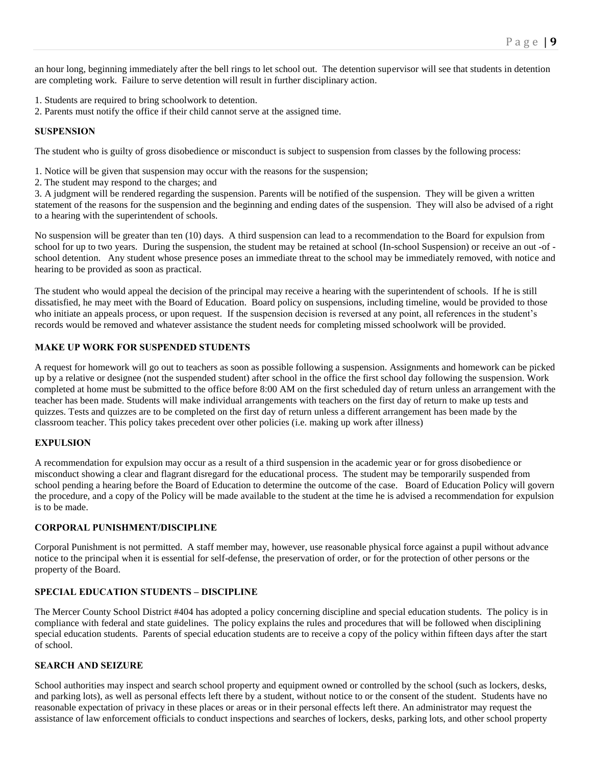an hour long, beginning immediately after the bell rings to let school out. The detention supervisor will see that students in detention are completing work. Failure to serve detention will result in further disciplinary action.

1. Students are required to bring schoolwork to detention.
2. Parents must notify the office if their child cannot serve at the assigned time.

**SUSPENSION**

The student who is guilty of gross disobedience or misconduct is subject to suspension from classes by the following process:

1. Notice will be given that suspension may occur with the reasons for the suspension;
2. The student may respond to the charges; and
3. A judgment will be rendered regarding the suspension. Parents will be notified of the suspension. They will be given a written statement of the reasons for the suspension and the beginning and ending dates of the suspension. They will also be advised of a right to a hearing with the superintendent of schools.

No suspension will be greater than ten (10) days. A third suspension can lead to a recommendation to the Board for expulsion from school for up to two years. During the suspension, the student may be retained at school (In-school Suspension) or receive an out -of - school detention. Any student whose presence poses an immediate threat to the school may be immediately removed, with notice and hearing to be provided as soon as practical.

The student who would appeal the decision of the principal may receive a hearing with the superintendent of schools. If he is still dissatisfied, he may meet with the Board of Education. Board policy on suspensions, including timeline, would be provided to those who initiate an appeals process, or upon request. If the suspension decision is reversed at any point, all references in the student's records would be removed and whatever assistance the student needs for completing missed schoolwork will be provided.

**MAKE UP WORK FOR SUSPENDED STUDENTS**

A request for homework will go out to teachers as soon as possible following a suspension. Assignments and homework can be picked up by a relative or designee (not the suspended student) after school in the office the first school day following the suspension. Work completed at home must be submitted to the office before 8:00 AM on the first scheduled day of return unless an arrangement with the teacher has been made. Students will make individual arrangements with teachers on the first day of return to make up tests and quizzes. Tests and quizzes are to be completed on the first day of return unless a different arrangement has been made by the classroom teacher. This policy takes precedent over other policies (i.e. making up work after illness)

**EXPULSION**

A recommendation for expulsion may occur as a result of a third suspension in the academic year or for gross disobedience or misconduct showing a clear and flagrant disregard for the educational process. The student may be temporarily suspended from school pending a hearing before the Board of Education to determine the outcome of the case. Board of Education Policy will govern the procedure, and a copy of the Policy will be made available to the student at the time he is advised a recommendation for expulsion is to be made.

**CORPORAL PUNISHMENT/DISCIPLINE**

Corporal Punishment is not permitted. A staff member may, however, use reasonable physical force against a pupil without advance notice to the principal when it is essential for self-defense, the preservation of order, or for the protection of other persons or the property of the Board.

**SPECIAL EDUCATION STUDENTS – DISCIPLINE**

The Mercer County School District #404 has adopted a policy concerning discipline and special education students. The policy is in compliance with federal and state guidelines. The policy explains the rules and procedures that will be followed when disciplining special education students. Parents of special education students are to receive a copy of the policy within fifteen days after the start of school.

**SEARCH AND SEIZURE**

School authorities may inspect and search school property and equipment owned or controlled by the school (such as lockers, desks, and parking lots), as well as personal effects left there by a student, without notice to or the consent of the student. Students have no reasonable expectation of privacy in these places or areas or in their personal effects left there. An administrator may request the assistance of law enforcement officials to conduct inspections and searches of lockers, desks, parking lots, and other school property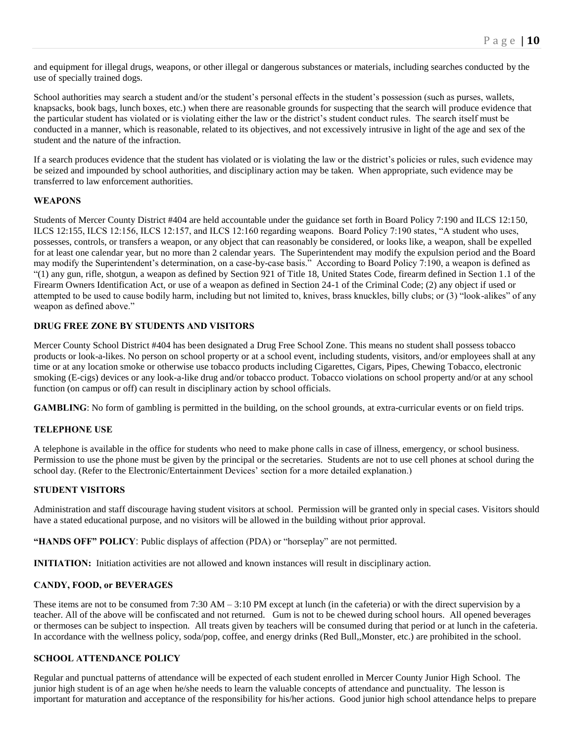and equipment for illegal drugs, weapons, or other illegal or dangerous substances or materials, including searches conducted by the use of specially trained dogs.

School authorities may search a student and/or the student's personal effects in the student's possession (such as purses, wallets, knapsacks, book bags, lunch boxes, etc.) when there are reasonable grounds for suspecting that the search will produce evidence that the particular student has violated or is violating either the law or the district's student conduct rules. The search itself must be conducted in a manner, which is reasonable, related to its objectives, and not excessively intrusive in light of the age and sex of the student and the nature of the infraction.

If a search produces evidence that the student has violated or is violating the law or the district's policies or rules, such evidence may be seized and impounded by school authorities, and disciplinary action may be taken. When appropriate, such evidence may be transferred to law enforcement authorities.

**WEAPONS**

Students of Mercer County District #404 are held accountable under the guidance set forth in Board Policy 7:190 and ILCS 12:150, ILCS 12:155, ILCS 12:156, ILCS 12:157, and ILCS 12:160 regarding weapons. Board Policy 7:190 states, "A student who uses, possesses, controls, or transfers a weapon, or any object that can reasonably be considered, or looks like, a weapon, shall be expelled for at least one calendar year, but no more than 2 calendar years. The Superintendent may modify the expulsion period and the Board may modify the Superintendent's determination, on a case-by-case basis." According to Board Policy 7:190, a weapon is defined as "(1) any gun, rifle, shotgun, a weapon as defined by Section 921 of Title 18, United States Code, firearm defined in Section 1.1 of the Firearm Owners Identification Act, or use of a weapon as defined in Section 24-1 of the Criminal Code; (2) any object if used or attempted to be used to cause bodily harm, including but not limited to, knives, brass knuckles, billy clubs; or (3) "look-alikes" of any weapon as defined above."

**DRUG FREE ZONE BY STUDENTS AND VISITORS**

Mercer County School District #404 has been designated a Drug Free School Zone. This means no student shall possess tobacco products or look-a-likes. No person on school property or at a school event, including students, visitors, and/or employees shall at any time or at any location smoke or otherwise use tobacco products including Cigarettes, Cigars, Pipes, Chewing Tobacco, electronic smoking (E-cigs) devices or any look-a-like drug and/or tobacco product. Tobacco violations on school property and/or at any school function (on campus or off) can result in disciplinary action by school officials.

**GAMBLING**: No form of gambling is permitted in the building, on the school grounds, at extra-curricular events or on field trips.

**TELEPHONE USE**

A telephone is available in the office for students who need to make phone calls in case of illness, emergency, or school business. Permission to use the phone must be given by the principal or the secretaries. Students are not to use cell phones at school during the school day. (Refer to the Electronic/Entertainment Devices' section for a more detailed explanation.)

**STUDENT VISITORS**

Administration and staff discourage having student visitors at school. Permission will be granted only in special cases. Visitors should have a stated educational purpose, and no visitors will be allowed in the building without prior approval.

**"HANDS OFF" POLICY**: Public displays of affection (PDA) or "horseplay" are not permitted.

**INITIATION:** Initiation activities are not allowed and known instances will result in disciplinary action.

**CANDY, FOOD, or BEVERAGES**

These items are not to be consumed from 7:30 AM – 3:10 PM except at lunch (in the cafeteria) or with the direct supervision by a teacher. All of the above will be confiscated and not returned. Gum is not to be chewed during school hours. All opened beverages or thermoses can be subject to inspection. All treats given by teachers will be consumed during that period or at lunch in the cafeteria. In accordance with the wellness policy, soda/pop, coffee, and energy drinks (Red Bull,,Monster, etc.) are prohibited in the school.

**SCHOOL ATTENDANCE POLICY**

Regular and punctual patterns of attendance will be expected of each student enrolled in Mercer County Junior High School. The junior high student is of an age when he/she needs to learn the valuable concepts of attendance and punctuality. The lesson is important for maturation and acceptance of the responsibility for his/her actions. Good junior high school attendance helps to prepare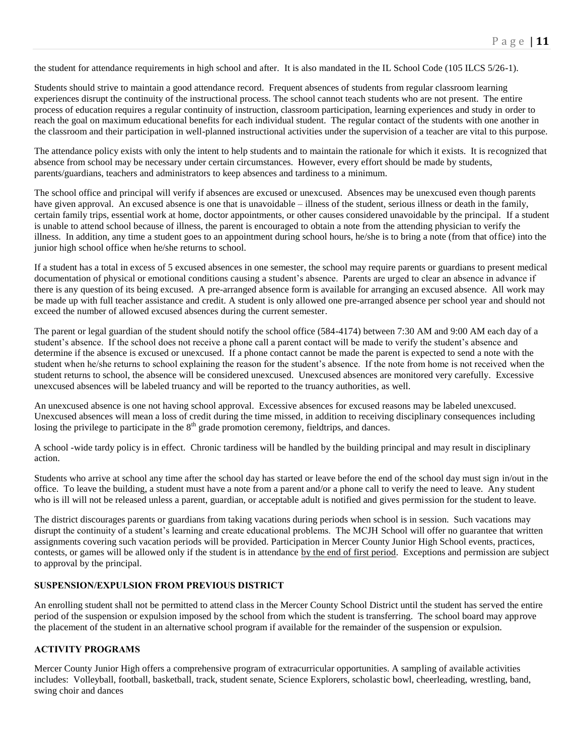the student for attendance requirements in high school and after. It is also mandated in the IL School Code (105 ILCS 5/26-1).

Students should strive to maintain a good attendance record. Frequent absences of students from regular classroom learning experiences disrupt the continuity of the instructional process. The school cannot teach students who are not present. The entire process of education requires a regular continuity of instruction, classroom participation, learning experiences and study in order to reach the goal on maximum educational benefits for each individual student. The regular contact of the students with one another in the classroom and their participation in well-planned instructional activities under the supervision of a teacher are vital to this purpose.

The attendance policy exists with only the intent to help students and to maintain the rationale for which it exists. It is recognized that absence from school may be necessary under certain circumstances. However, every effort should be made by students, parents/guardians, teachers and administrators to keep absences and tardiness to a minimum.

The school office and principal will verify if absences are excused or unexcused. Absences may be unexcused even though parents have given approval. An excused absence is one that is unavoidable – illness of the student, serious illness or death in the family, certain family trips, essential work at home, doctor appointments, or other causes considered unavoidable by the principal. If a student is unable to attend school because of illness, the parent is encouraged to obtain a note from the attending physician to verify the illness. In addition, any time a student goes to an appointment during school hours, he/she is to bring a note (from that office) into the junior high school office when he/she returns to school.

If a student has a total in excess of 5 excused absences in one semester, the school may require parents or guardians to present medical documentation of physical or emotional conditions causing a student's absence. Parents are urged to clear an absence in advance if there is any question of its being excused. A pre-arranged absence form is available for arranging an excused absence. All work may be made up with full teacher assistance and credit. A student is only allowed one pre-arranged absence per school year and should not exceed the number of allowed excused absences during the current semester.

The parent or legal guardian of the student should notify the school office (584-4174) between 7:30 AM and 9:00 AM each day of a student's absence. If the school does not receive a phone call a parent contact will be made to verify the student's absence and determine if the absence is excused or unexcused. If a phone contact cannot be made the parent is expected to send a note with the student when he/she returns to school explaining the reason for the student's absence. If the note from home is not received when the student returns to school, the absence will be considered unexcused. Unexcused absences are monitored very carefully. Excessive unexcused absences will be labeled truancy and will be reported to the truancy authorities, as well.

An unexcused absence is one not having school approval. Excessive absences for excused reasons may be labeled unexcused. Unexcused absences will mean a loss of credit during the time missed, in addition to receiving disciplinary consequences including losing the privilege to participate in the 8th grade promotion ceremony, fieldtrips, and dances.

A school -wide tardy policy is in effect. Chronic tardiness will be handled by the building principal and may result in disciplinary action.

Students who arrive at school any time after the school day has started or leave before the end of the school day must sign in/out in the office. To leave the building, a student must have a note from a parent and/or a phone call to verify the need to leave. Any student who is ill will not be released unless a parent, guardian, or acceptable adult is notified and gives permission for the student to leave.

The district discourages parents or guardians from taking vacations during periods when school is in session. Such vacations may disrupt the continuity of a student's learning and create educational problems. The MCJH School will offer no guarantee that written assignments covering such vacation periods will be provided. Participation in Mercer County Junior High School events, practices, contests, or games will be allowed only if the student is in attendance by the end of first period. Exceptions and permission are subject to approval by the principal.

**SUSPENSION/EXPULSION FROM PREVIOUS DISTRICT**

An enrolling student shall not be permitted to attend class in the Mercer County School District until the student has served the entire period of the suspension or expulsion imposed by the school from which the student is transferring. The school board may approve the placement of the student in an alternative school program if available for the remainder of the suspension or expulsion.

**ACTIVITY PROGRAMS**

Mercer County Junior High offers a comprehensive program of extracurricular opportunities. A sampling of available activities includes: Volleyball, football, basketball, track, student senate, Science Explorers, scholastic bowl, cheerleading, wrestling, band, swing choir and dances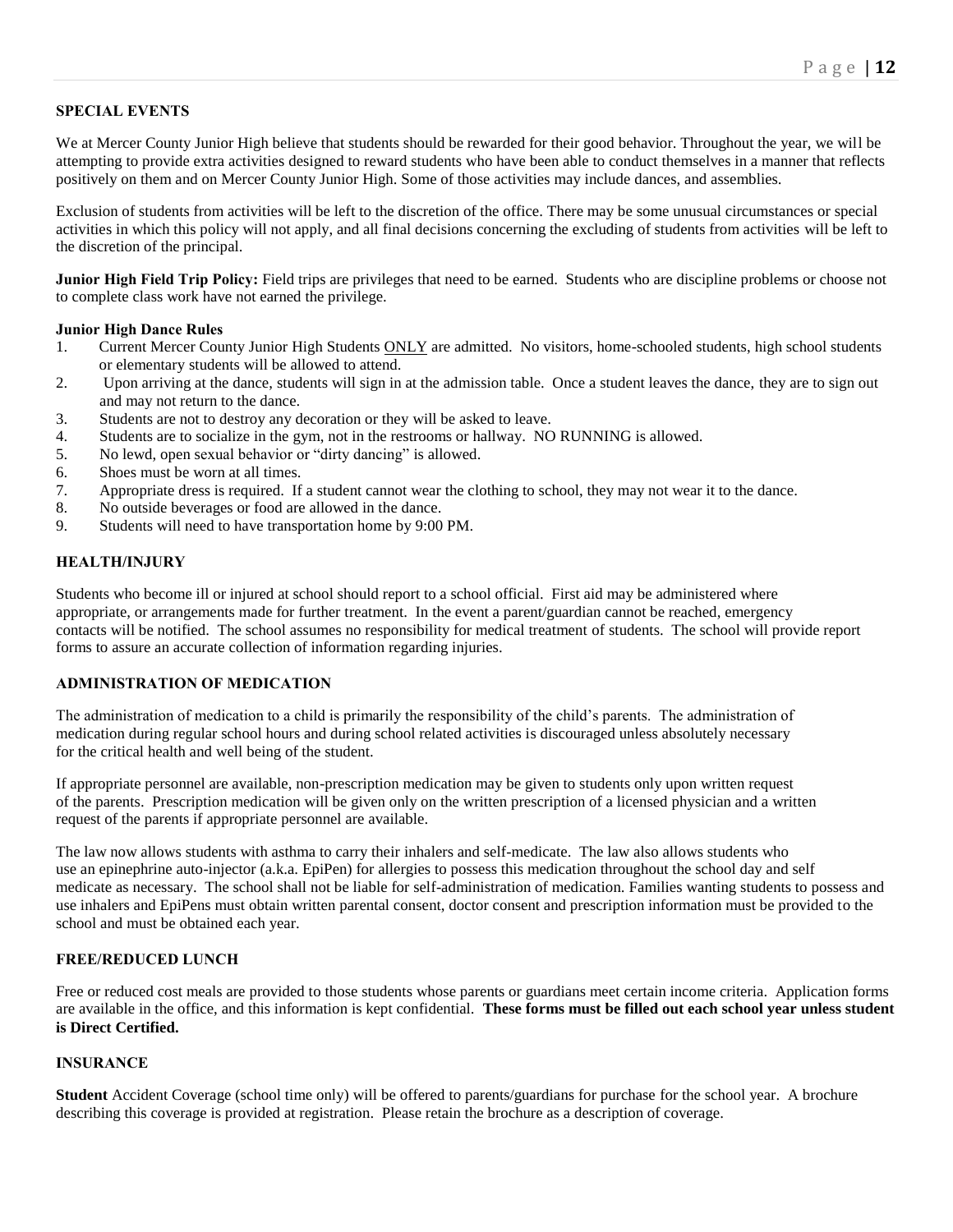## SPECIAL EVENTS

We at Mercer County Junior High believe that students should be rewarded for their good behavior. Throughout the year, we will be attempting to provide extra activities designed to reward students who have been able to conduct themselves in a manner that reflects positively on them and on Mercer County Junior High. Some of those activities may include dances, and assemblies.

Exclusion of students from activities will be left to the discretion of the office. There may be some unusual circumstances or special activities in which this policy will not apply, and all final decisions concerning the excluding of students from activities will be left to the discretion of the principal.

**Junior High Field Trip Policy:** Field trips are privileges that need to be earned. Students who are discipline problems or choose not to complete class work have not earned the privilege.

**Junior High Dance Rules**

1. Current Mercer County Junior High Students ONLY are admitted. No visitors, home-schooled students, high school students or elementary students will be allowed to attend.
2. Upon arriving at the dance, students will sign in at the admission table. Once a student leaves the dance, they are to sign out and may not return to the dance.
3. Students are not to destroy any decoration or they will be asked to leave.
4. Students are to socialize in the gym, not in the restrooms or hallway. NO RUNNING is allowed.
5. No lewd, open sexual behavior or "dirty dancing" is allowed.
6. Shoes must be worn at all times.
7. Appropriate dress is required. If a student cannot wear the clothing to school, they may not wear it to the dance.
8. No outside beverages or food are allowed in the dance.
9. Students will need to have transportation home by 9:00 PM.

## HEALTH/INJURY

Students who become ill or injured at school should report to a school official. First aid may be administered where appropriate, or arrangements made for further treatment. In the event a parent/guardian cannot be reached, emergency contacts will be notified. The school assumes no responsibility for medical treatment of students. The school will provide report forms to assure an accurate collection of information regarding injuries.

## ADMINISTRATION OF MEDICATION

The administration of medication to a child is primarily the responsibility of the child's parents. The administration of medication during regular school hours and during school related activities is discouraged unless absolutely necessary for the critical health and well being of the student.

If appropriate personnel are available, non-prescription medication may be given to students only upon written request of the parents. Prescription medication will be given only on the written prescription of a licensed physician and a written request of the parents if appropriate personnel are available.

The law now allows students with asthma to carry their inhalers and self-medicate. The law also allows students who use an epinephrine auto-injector (a.k.a. EpiPen) for allergies to possess this medication throughout the school day and self medicate as necessary. The school shall not be liable for self-administration of medication. Families wanting students to possess and use inhalers and EpiPens must obtain written parental consent, doctor consent and prescription information must be provided to the school and must be obtained each year.

## FREE/REDUCED LUNCH

Free or reduced cost meals are provided to those students whose parents or guardians meet certain income criteria. Application forms are available in the office, and this information is kept confidential. **These forms must be filled out each school year unless student is Direct Certified.**

## INSURANCE

**Student** Accident Coverage (school time only) will be offered to parents/guardians for purchase for the school year. A brochure describing this coverage is provided at registration. Please retain the brochure as a description of coverage.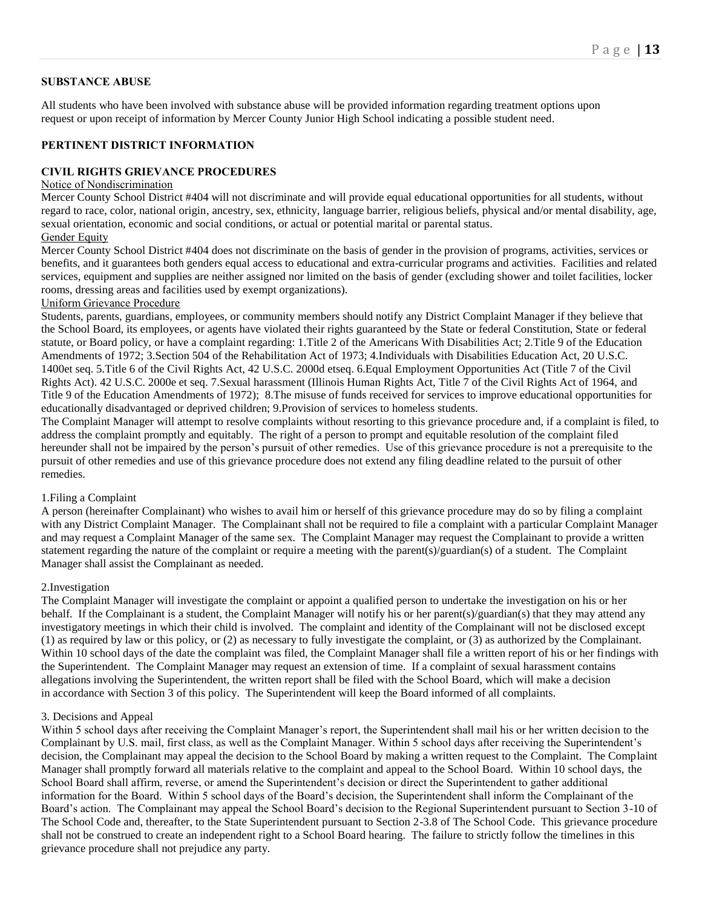**SUBSTANCE ABUSE**

All students who have been involved with substance abuse will be provided information regarding treatment options upon request or upon receipt of information by Mercer County Junior High School indicating a possible student need.

**PERTINENT DISTRICT INFORMATION**

**CIVIL RIGHTS GRIEVANCE PROCEDURES**

Notice of Nondiscrimination

Mercer County School District #404 will not discriminate and will provide equal educational opportunities for all students, without regard to race, color, national origin, ancestry, sex, ethnicity, language barrier, religious beliefs, physical and/or mental disability, age, sexual orientation, economic and social conditions, or actual or potential marital or parental status.

Gender Equity

Mercer County School District #404 does not discriminate on the basis of gender in the provision of programs, activities, services or benefits, and it guarantees both genders equal access to educational and extra-curricular programs and activities. Facilities and related services, equipment and supplies are neither assigned nor limited on the basis of gender (excluding shower and toilet facilities, locker rooms, dressing areas and facilities used by exempt organizations).

Uniform Grievance Procedure

Students, parents, guardians, employees, or community members should notify any District Complaint Manager if they believe that the School Board, its employees, or agents have violated their rights guaranteed by the State or federal Constitution, State or federal statute, or Board policy, or have a complaint regarding: 1.Title 2 of the Americans With Disabilities Act; 2.Title 9 of the Education Amendments of 1972; 3.Section 504 of the Rehabilitation Act of 1973; 4.Individuals with Disabilities Education Act, 20 U.S.C. 1400et seq. 5.Title 6 of the Civil Rights Act, 42 U.S.C. 2000d etseq. 6.Equal Employment Opportunities Act (Title 7 of the Civil Rights Act). 42 U.S.C. 2000e et seq. 7.Sexual harassment (Illinois Human Rights Act, Title 7 of the Civil Rights Act of 1964, and Title 9 of the Education Amendments of 1972); 8.The misuse of funds received for services to improve educational opportunities for educationally disadvantaged or deprived children; 9.Provision of services to homeless students.

The Complaint Manager will attempt to resolve complaints without resorting to this grievance procedure and, if a complaint is filed, to address the complaint promptly and equitably. The right of a person to prompt and equitable resolution of the complaint filed hereunder shall not be impaired by the person's pursuit of other remedies. Use of this grievance procedure is not a prerequisite to the pursuit of other remedies and use of this grievance procedure does not extend any filing deadline related to the pursuit of other remedies.

1.Filing a Complaint

A person (hereinafter Complainant) who wishes to avail him or herself of this grievance procedure may do so by filing a complaint with any District Complaint Manager. The Complainant shall not be required to file a complaint with a particular Complaint Manager and may request a Complaint Manager of the same sex. The Complaint Manager may request the Complainant to provide a written statement regarding the nature of the complaint or require a meeting with the parent(s)/guardian(s) of a student. The Complaint Manager shall assist the Complainant as needed.

2.Investigation

The Complaint Manager will investigate the complaint or appoint a qualified person to undertake the investigation on his or her behalf. If the Complainant is a student, the Complaint Manager will notify his or her parent(s)/guardian(s) that they may attend any investigatory meetings in which their child is involved. The complaint and identity of the Complainant will not be disclosed except (1) as required by law or this policy, or (2) as necessary to fully investigate the complaint, or (3) as authorized by the Complainant. Within 10 school days of the date the complaint was filed, the Complaint Manager shall file a written report of his or her findings with the Superintendent. The Complaint Manager may request an extension of time. If a complaint of sexual harassment contains allegations involving the Superintendent, the written report shall be filed with the School Board, which will make a decision in accordance with Section 3 of this policy. The Superintendent will keep the Board informed of all complaints.

3. Decisions and Appeal

Within 5 school days after receiving the Complaint Manager's report, the Superintendent shall mail his or her written decision to the Complainant by U.S. mail, first class, as well as the Complaint Manager. Within 5 school days after receiving the Superintendent's decision, the Complainant may appeal the decision to the School Board by making a written request to the Complaint. The Complaint Manager shall promptly forward all materials relative to the complaint and appeal to the School Board. Within 10 school days, the School Board shall affirm, reverse, or amend the Superintendent's decision or direct the Superintendent to gather additional information for the Board. Within 5 school days of the Board's decision, the Superintendent shall inform the Complainant of the Board's action. The Complainant may appeal the School Board's decision to the Regional Superintendent pursuant to Section 3-10 of The School Code and, thereafter, to the State Superintendent pursuant to Section 2-3.8 of The School Code. This grievance procedure shall not be construed to create an independent right to a School Board hearing. The failure to strictly follow the timelines in this grievance procedure shall not prejudice any party.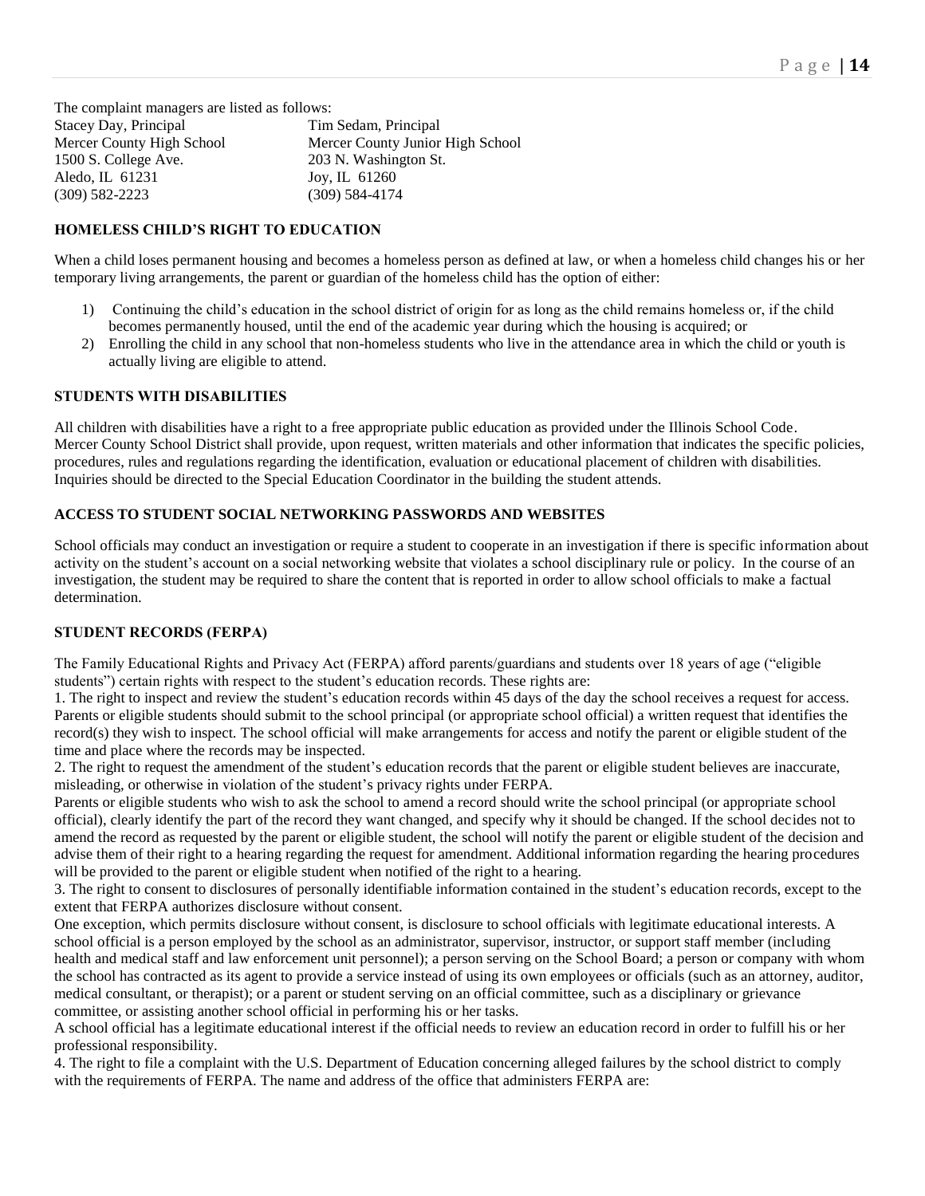The complaint managers are listed as follows:

| Stacey Day, Principal | Tim Sedam, Principal |
|---|---|
| Mercer County High School | Mercer County Junior High School |
| 1500 S. College Ave. | 203 N. Washington St. |
| Aledo, IL 61231 | Joy, IL 61260 |
| (309) 582-2223 | (309) 584-4174 |

### HOMELESS CHILD'S RIGHT TO EDUCATION

When a child loses permanent housing and becomes a homeless person as defined at law, or when a homeless child changes his or her temporary living arrangements, the parent or guardian of the homeless child has the option of either:

1) Continuing the child's education in the school district of origin for as long as the child remains homeless or, if the child becomes permanently housed, until the end of the academic year during which the housing is acquired; or
2) Enrolling the child in any school that non-homeless students who live in the attendance area in which the child or youth is actually living are eligible to attend.

### STUDENTS WITH DISABILITIES

All children with disabilities have a right to a free appropriate public education as provided under the Illinois School Code. Mercer County School District shall provide, upon request, written materials and other information that indicates the specific policies, procedures, rules and regulations regarding the identification, evaluation or educational placement of children with disabilities. Inquiries should be directed to the Special Education Coordinator in the building the student attends.

### ACCESS TO STUDENT SOCIAL NETWORKING PASSWORDS AND WEBSITES

School officials may conduct an investigation or require a student to cooperate in an investigation if there is specific information about activity on the student's account on a social networking website that violates a school disciplinary rule or policy. In the course of an investigation, the student may be required to share the content that is reported in order to allow school officials to make a factual determination.

### STUDENT RECORDS (FERPA)

The Family Educational Rights and Privacy Act (FERPA) afford parents/guardians and students over 18 years of age ("eligible students") certain rights with respect to the student's education records. These rights are:

1. The right to inspect and review the student's education records within 45 days of the day the school receives a request for access. Parents or eligible students should submit to the school principal (or appropriate school official) a written request that identifies the record(s) they wish to inspect. The school official will make arrangements for access and notify the parent or eligible student of the time and place where the records may be inspected.

2. The right to request the amendment of the student's education records that the parent or eligible student believes are inaccurate, misleading, or otherwise in violation of the student's privacy rights under FERPA.
Parents or eligible students who wish to ask the school to amend a record should write the school principal (or appropriate school official), clearly identify the part of the record they want changed, and specify why it should be changed. If the school decides not to amend the record as requested by the parent or eligible student, the school will notify the parent or eligible student of the decision and advise them of their right to a hearing regarding the request for amendment. Additional information regarding the hearing procedures will be provided to the parent or eligible student when notified of the right to a hearing.

3. The right to consent to disclosures of personally identifiable information contained in the student's education records, except to the extent that FERPA authorizes disclosure without consent.
One exception, which permits disclosure without consent, is disclosure to school officials with legitimate educational interests. A school official is a person employed by the school as an administrator, supervisor, instructor, or support staff member (including health and medical staff and law enforcement unit personnel); a person serving on the School Board; a person or company with whom the school has contracted as its agent to provide a service instead of using its own employees or officials (such as an attorney, auditor, medical consultant, or therapist); or a parent or student serving on an official committee, such as a disciplinary or grievance committee, or assisting another school official in performing his or her tasks.
A school official has a legitimate educational interest if the official needs to review an education record in order to fulfill his or her professional responsibility.

4. The right to file a complaint with the U.S. Department of Education concerning alleged failures by the school district to comply with the requirements of FERPA. The name and address of the office that administers FERPA are: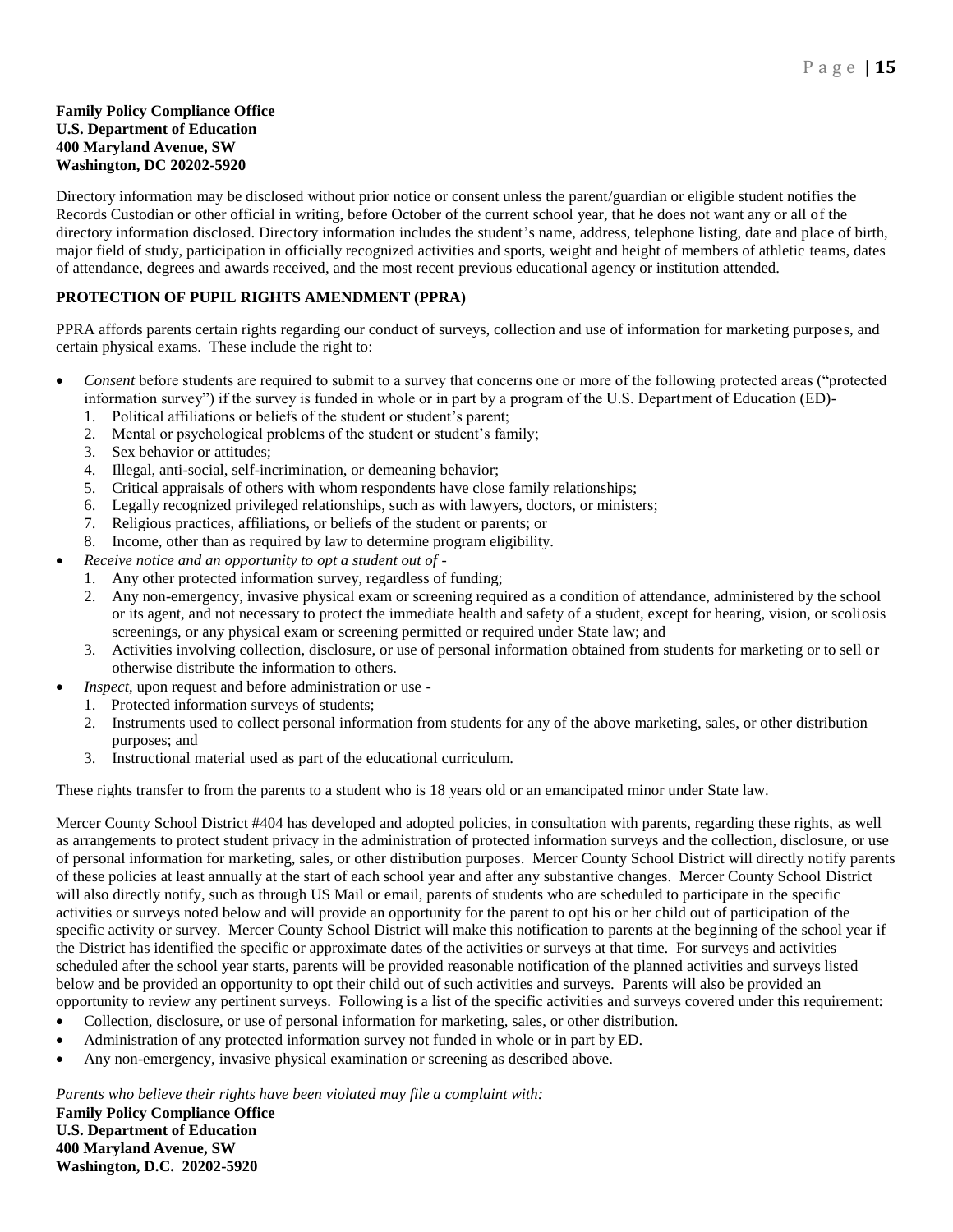**Family Policy Compliance Office**
**U.S. Department of Education**
**400 Maryland Avenue, SW**
**Washington, DC 20202-5920**

Directory information may be disclosed without prior notice or consent unless the parent/guardian or eligible student notifies the Records Custodian or other official in writing, before October of the current school year, that he does not want any or all of the directory information disclosed. Directory information includes the student's name, address, telephone listing, date and place of birth, major field of study, participation in officially recognized activities and sports, weight and height of members of athletic teams, dates of attendance, degrees and awards received, and the most recent previous educational agency or institution attended.

**PROTECTION OF PUPIL RIGHTS AMENDMENT (PPRA)**

PPRA affords parents certain rights regarding our conduct of surveys, collection and use of information for marketing purposes, and certain physical exams. These include the right to:

- *Consent* before students are required to submit to a survey that concerns one or more of the following protected areas ("protected information survey") if the survey is funded in whole or in part by a program of the U.S. Department of Education (ED)-
  1. Political affiliations or beliefs of the student or student's parent;
  2. Mental or psychological problems of the student or student's family;
  3. Sex behavior or attitudes;
  4. Illegal, anti-social, self-incrimination, or demeaning behavior;
  5. Critical appraisals of others with whom respondents have close family relationships;
  6. Legally recognized privileged relationships, such as with lawyers, doctors, or ministers;
  7. Religious practices, affiliations, or beliefs of the student or parents; or
  8. Income, other than as required by law to determine program eligibility.
- *Receive notice and an opportunity to opt a student out of* -
  1. Any other protected information survey, regardless of funding;
  2. Any non-emergency, invasive physical exam or screening required as a condition of attendance, administered by the school or its agent, and not necessary to protect the immediate health and safety of a student, except for hearing, vision, or scoliosis screenings, or any physical exam or screening permitted or required under State law; and
  3. Activities involving collection, disclosure, or use of personal information obtained from students for marketing or to sell or otherwise distribute the information to others.
- *Inspect*, upon request and before administration or use -
  1. Protected information surveys of students;
  2. Instruments used to collect personal information from students for any of the above marketing, sales, or other distribution purposes; and
  3. Instructional material used as part of the educational curriculum.

These rights transfer to from the parents to a student who is 18 years old or an emancipated minor under State law.

Mercer County School District #404 has developed and adopted policies, in consultation with parents, regarding these rights, as well as arrangements to protect student privacy in the administration of protected information surveys and the collection, disclosure, or use of personal information for marketing, sales, or other distribution purposes. Mercer County School District will directly notify parents of these policies at least annually at the start of each school year and after any substantive changes. Mercer County School District will also directly notify, such as through US Mail or email, parents of students who are scheduled to participate in the specific activities or surveys noted below and will provide an opportunity for the parent to opt his or her child out of participation of the specific activity or survey. Mercer County School District will make this notification to parents at the beginning of the school year if the District has identified the specific or approximate dates of the activities or surveys at that time. For surveys and activities scheduled after the school year starts, parents will be provided reasonable notification of the planned activities and surveys listed below and be provided an opportunity to opt their child out of such activities and surveys. Parents will also be provided an opportunity to review any pertinent surveys. Following is a list of the specific activities and surveys covered under this requirement:

- Collection, disclosure, or use of personal information for marketing, sales, or other distribution.
- Administration of any protected information survey not funded in whole or in part by ED.
- Any non-emergency, invasive physical examination or screening as described above.

*Parents who believe their rights have been violated may file a complaint with:*
**Family Policy Compliance Office**
**U.S. Department of Education**
**400 Maryland Avenue, SW**
**Washington, D.C. 20202-5920**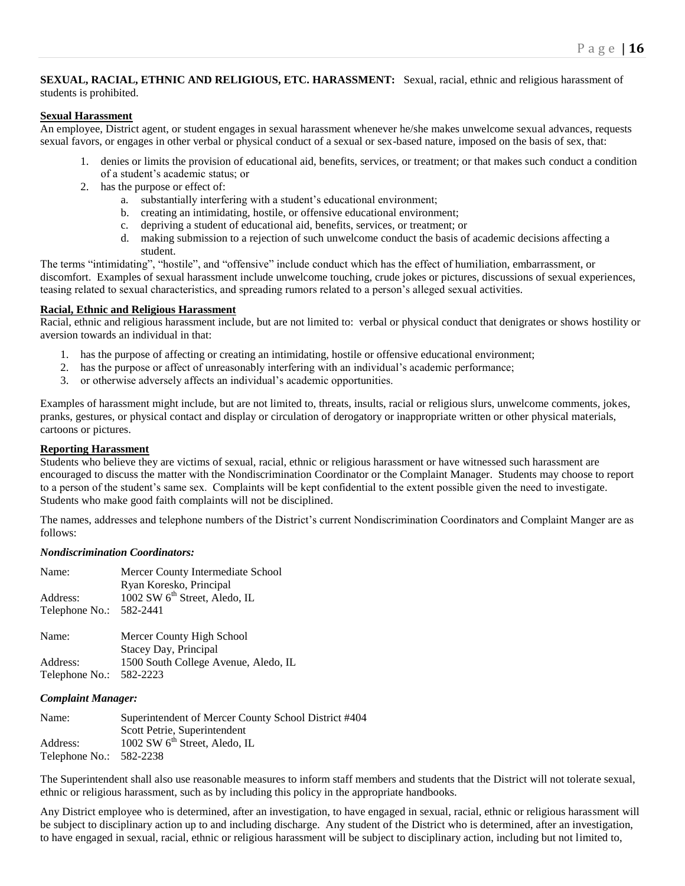**SEXUAL, RACIAL, ETHNIC AND RELIGIOUS, ETC. HARASSMENT:** Sexual, racial, ethnic and religious harassment of students is prohibited.

**Sexual Harassment**

An employee, District agent, or student engages in sexual harassment whenever he/she makes unwelcome sexual advances, requests sexual favors, or engages in other verbal or physical conduct of a sexual or sex-based nature, imposed on the basis of sex, that:

1. denies or limits the provision of educational aid, benefits, services, or treatment; or that makes such conduct a condition of a student's academic status; or
2. has the purpose or effect of:
   a. substantially interfering with a student's educational environment;
   b. creating an intimidating, hostile, or offensive educational environment;
   c. depriving a student of educational aid, benefits, services, or treatment; or
   d. making submission to a rejection of such unwelcome conduct the basis of academic decisions affecting a student.

The terms "intimidating", "hostile", and "offensive" include conduct which has the effect of humiliation, embarrassment, or discomfort. Examples of sexual harassment include unwelcome touching, crude jokes or pictures, discussions of sexual experiences, teasing related to sexual characteristics, and spreading rumors related to a person's alleged sexual activities.

**Racial, Ethnic and Religious Harassment**

Racial, ethnic and religious harassment include, but are not limited to: verbal or physical conduct that denigrates or shows hostility or aversion towards an individual in that:

1. has the purpose of affecting or creating an intimidating, hostile or offensive educational environment;
2. has the purpose or affect of unreasonably interfering with an individual's academic performance;
3. or otherwise adversely affects an individual's academic opportunities.

Examples of harassment might include, but are not limited to, threats, insults, racial or religious slurs, unwelcome comments, jokes, pranks, gestures, or physical contact and display or circulation of derogatory or inappropriate written or other physical materials, cartoons or pictures.

**Reporting Harassment**

Students who believe they are victims of sexual, racial, ethnic or religious harassment or have witnessed such harassment are encouraged to discuss the matter with the Nondiscrimination Coordinator or the Complaint Manager. Students may choose to report to a person of the student's same sex. Complaints will be kept confidential to the extent possible given the need to investigate. Students who make good faith complaints will not be disciplined.

The names, addresses and telephone numbers of the District's current Nondiscrimination Coordinators and Complaint Manger are as follows:

***Nondiscrimination Coordinators:***

Name: Mercer County Intermediate School
Ryan Koresko, Principal
Address: 1002 SW 6th Street, Aledo, IL
Telephone No.: 582-2441

Name: Mercer County High School
Stacey Day, Principal
Address: 1500 South College Avenue, Aledo, IL
Telephone No.: 582-2223

***Complaint Manager:***

Name: Superintendent of Mercer County School District #404
Scott Petrie, Superintendent
Address: 1002 SW 6th Street, Aledo, IL
Telephone No.: 582-2238

The Superintendent shall also use reasonable measures to inform staff members and students that the District will not tolerate sexual, ethnic or religious harassment, such as by including this policy in the appropriate handbooks.

Any District employee who is determined, after an investigation, to have engaged in sexual, racial, ethnic or religious harassment will be subject to disciplinary action up to and including discharge. Any student of the District who is determined, after an investigation, to have engaged in sexual, racial, ethnic or religious harassment will be subject to disciplinary action, including but not limited to,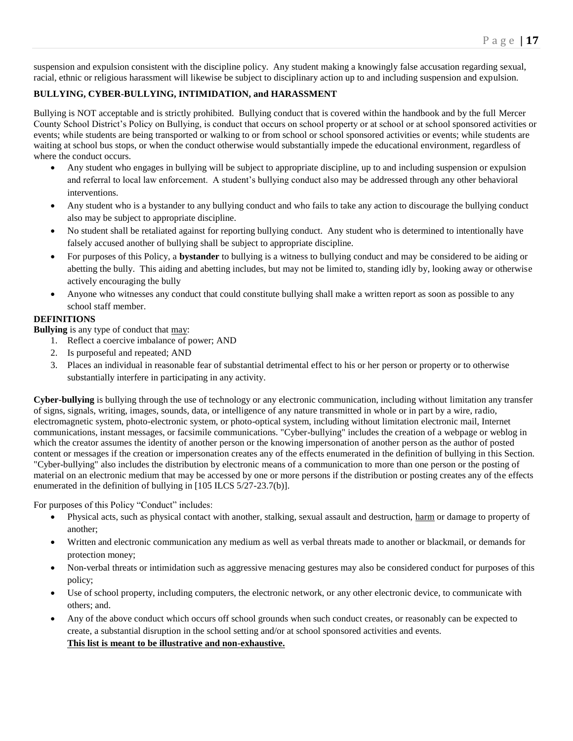suspension and expulsion consistent with the discipline policy. Any student making a knowingly false accusation regarding sexual, racial, ethnic or religious harassment will likewise be subject to disciplinary action up to and including suspension and expulsion.

## BULLYING, CYBER-BULLYING, INTIMIDATION, and HARASSMENT

Bullying is NOT acceptable and is strictly prohibited. Bullying conduct that is covered within the handbook and by the full Mercer County School District's Policy on Bullying, is conduct that occurs on school property or at school or at school sponsored activities or events; while students are being transported or walking to or from school or school sponsored activities or events; while students are waiting at school bus stops, or when the conduct otherwise would substantially impede the educational environment, regardless of where the conduct occurs.

- Any student who engages in bullying will be subject to appropriate discipline, up to and including suspension or expulsion and referral to local law enforcement. A student's bullying conduct also may be addressed through any other behavioral interventions.
- Any student who is a bystander to any bullying conduct and who fails to take any action to discourage the bullying conduct also may be subject to appropriate discipline.
- No student shall be retaliated against for reporting bullying conduct. Any student who is determined to intentionally have falsely accused another of bullying shall be subject to appropriate discipline.
- For purposes of this Policy, a **bystander** to bullying is a witness to bullying conduct and may be considered to be aiding or abetting the bully. This aiding and abetting includes, but may not be limited to, standing idly by, looking away or otherwise actively encouraging the bully
- Anyone who witnesses any conduct that could constitute bullying shall make a written report as soon as possible to any school staff member.

## DEFINITIONS

**Bullying** is any type of conduct that <u>may</u>:

1. Reflect a coercive imbalance of power; AND
2. Is purposeful and repeated; AND
3. Places an individual in reasonable fear of substantial detrimental effect to his or her person or property or to otherwise substantially interfere in participating in any activity.

**Cyber-bullying** is bullying through the use of technology or any electronic communication, including without limitation any transfer of signs, signals, writing, images, sounds, data, or intelligence of any nature transmitted in whole or in part by a wire, radio, electromagnetic system, photo-electronic system, or photo-optical system, including without limitation electronic mail, Internet communications, instant messages, or facsimile communications. "Cyber-bullying" includes the creation of a webpage or weblog in which the creator assumes the identity of another person or the knowing impersonation of another person as the author of posted content or messages if the creation or impersonation creates any of the effects enumerated in the definition of bullying in this Section. "Cyber-bullying" also includes the distribution by electronic means of a communication to more than one person or the posting of material on an electronic medium that may be accessed by one or more persons if the distribution or posting creates any of the effects enumerated in the definition of bullying in [105 ILCS 5/27-23.7(b)].

For purposes of this Policy "Conduct" includes:

- Physical acts, such as physical contact with another, stalking, sexual assault and destruction, <u>harm</u> or damage to property of another;
- Written and electronic communication any medium as well as verbal threats made to another or blackmail, or demands for protection money;
- Non-verbal threats or intimidation such as aggressive menacing gestures may also be considered conduct for purposes of this policy;
- Use of school property, including computers, the electronic network, or any other electronic device, to communicate with others; and.
- Any of the above conduct which occurs off school grounds when such conduct creates, or reasonably can be expected to create, a substantial disruption in the school setting and/or at school sponsored activities and events.
  **<u>This list is meant to be illustrative and non-exhaustive.</u>**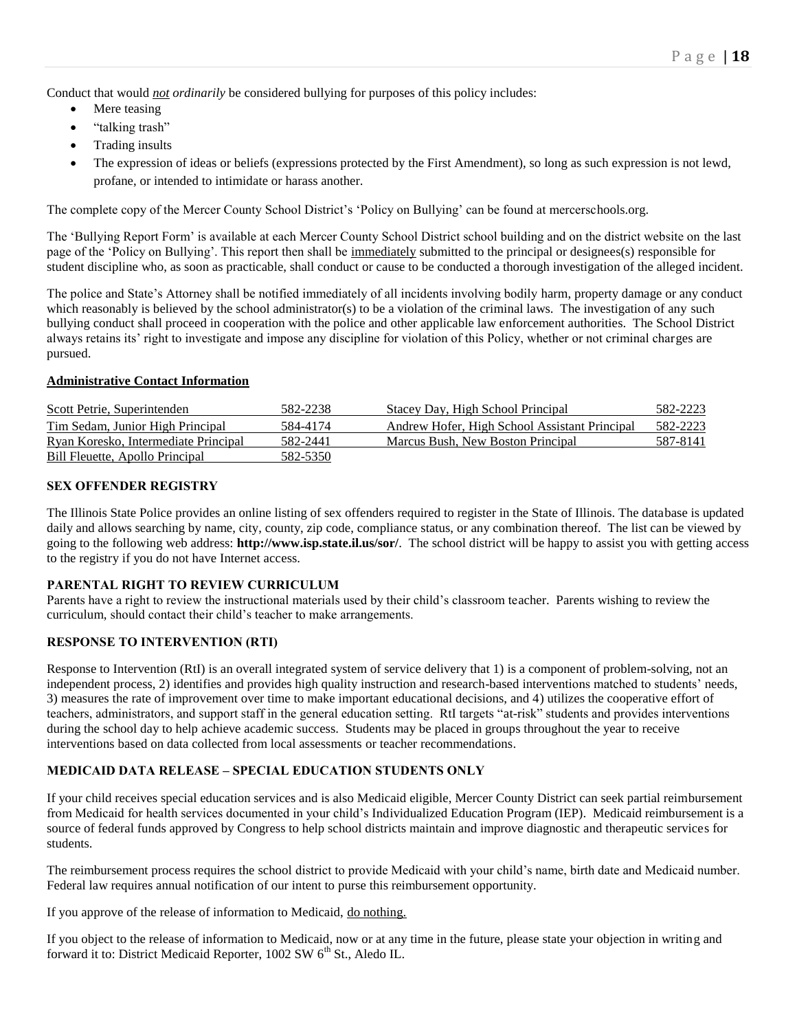Conduct that would ***not*** *ordinarily* be considered bullying for purposes of this policy includes:

- Mere teasing
- "talking trash"
- Trading insults
- The expression of ideas or beliefs (expressions protected by the First Amendment), so long as such expression is not lewd, profane, or intended to intimidate or harass another.

The complete copy of the Mercer County School District's 'Policy on Bullying' can be found at mercerschools.org.

The 'Bullying Report Form' is available at each Mercer County School District school building and on the district website on the last page of the 'Policy on Bullying'. This report then shall be immediately submitted to the principal or designees(s) responsible for student discipline who, as soon as practicable, shall conduct or cause to be conducted a thorough investigation of the alleged incident.

The police and State's Attorney shall be notified immediately of all incidents involving bodily harm, property damage or any conduct which reasonably is believed by the school administrator(s) to be a violation of the criminal laws. The investigation of any such bullying conduct shall proceed in cooperation with the police and other applicable law enforcement authorities. The School District always retains its' right to investigate and impose any discipline for violation of this Policy, whether or not criminal charges are pursued.

**Administrative Contact Information**

| | | | |
|---|---|---|---|
| Scott Petrie, Superintenden | 582-2238 | Stacey Day, High School Principal | 582-2223 |
| Tim Sedam, Junior High Principal | 584-4174 | Andrew Hofer, High School Assistant Principal | 582-2223 |
| Ryan Koresko, Intermediate Principal | 582-2441 | Marcus Bush, New Boston Principal | 587-8141 |
| Bill Fleuette, Apollo Principal | 582-5350 | | |

## SEX OFFENDER REGISTRY

The Illinois State Police provides an online listing of sex offenders required to register in the State of Illinois. The database is updated daily and allows searching by name, city, county, zip code, compliance status, or any combination thereof. The list can be viewed by going to the following web address: **http://www.isp.state.il.us/sor/**. The school district will be happy to assist you with getting access to the registry if you do not have Internet access.

## PARENTAL RIGHT TO REVIEW CURRICULUM

Parents have a right to review the instructional materials used by their child's classroom teacher. Parents wishing to review the curriculum, should contact their child's teacher to make arrangements.

## RESPONSE TO INTERVENTION (RTI)

Response to Intervention (RtI) is an overall integrated system of service delivery that 1) is a component of problem-solving, not an independent process, 2) identifies and provides high quality instruction and research-based interventions matched to students' needs, 3) measures the rate of improvement over time to make important educational decisions, and 4) utilizes the cooperative effort of teachers, administrators, and support staff in the general education setting. RtI targets "at-risk" students and provides interventions during the school day to help achieve academic success. Students may be placed in groups throughout the year to receive interventions based on data collected from local assessments or teacher recommendations.

## MEDICAID DATA RELEASE – SPECIAL EDUCATION STUDENTS ONLY

If your child receives special education services and is also Medicaid eligible, Mercer County District can seek partial reimbursement from Medicaid for health services documented in your child's Individualized Education Program (IEP). Medicaid reimbursement is a source of federal funds approved by Congress to help school districts maintain and improve diagnostic and therapeutic services for students.

The reimbursement process requires the school district to provide Medicaid with your child's name, birth date and Medicaid number. Federal law requires annual notification of our intent to purse this reimbursement opportunity.

If you approve of the release of information to Medicaid, do nothing.

If you object to the release of information to Medicaid, now or at any time in the future, please state your objection in writing and forward it to: District Medicaid Reporter, 1002 SW 6th St., Aledo IL.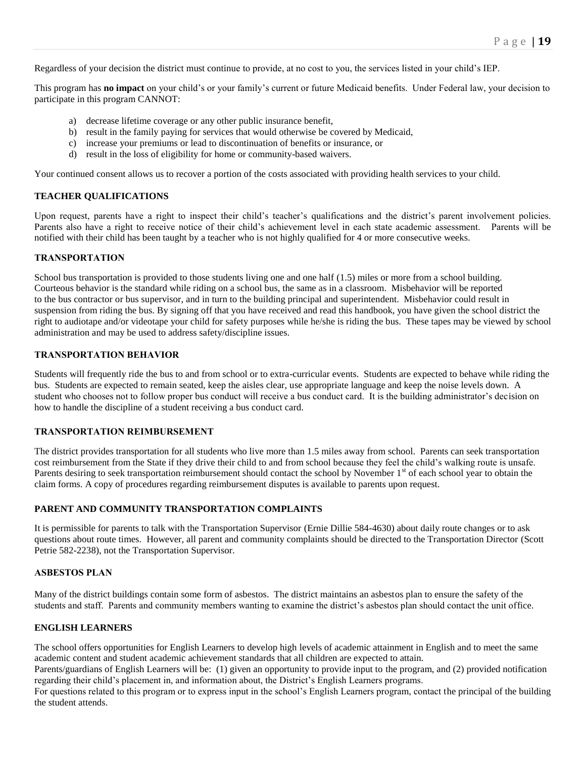Regardless of your decision the district must continue to provide, at no cost to you, the services listed in your child's IEP.

This program has **no impact** on your child's or your family's current or future Medicaid benefits. Under Federal law, your decision to participate in this program CANNOT:

a) decrease lifetime coverage or any other public insurance benefit,
b) result in the family paying for services that would otherwise be covered by Medicaid,
c) increase your premiums or lead to discontinuation of benefits or insurance, or
d) result in the loss of eligibility for home or community-based waivers.

Your continued consent allows us to recover a portion of the costs associated with providing health services to your child.

### TEACHER QUALIFICATIONS

Upon request, parents have a right to inspect their child's teacher's qualifications and the district's parent involvement policies. Parents also have a right to receive notice of their child's achievement level in each state academic assessment. Parents will be notified with their child has been taught by a teacher who is not highly qualified for 4 or more consecutive weeks.

### TRANSPORTATION

School bus transportation is provided to those students living one and one half (1.5) miles or more from a school building. Courteous behavior is the standard while riding on a school bus, the same as in a classroom. Misbehavior will be reported to the bus contractor or bus supervisor, and in turn to the building principal and superintendent. Misbehavior could result in suspension from riding the bus. By signing off that you have received and read this handbook, you have given the school district the right to audiotape and/or videotape your child for safety purposes while he/she is riding the bus. These tapes may be viewed by school administration and may be used to address safety/discipline issues.

### TRANSPORTATION BEHAVIOR

Students will frequently ride the bus to and from school or to extra-curricular events. Students are expected to behave while riding the bus. Students are expected to remain seated, keep the aisles clear, use appropriate language and keep the noise levels down. A student who chooses not to follow proper bus conduct will receive a bus conduct card. It is the building administrator's decision on how to handle the discipline of a student receiving a bus conduct card.

### TRANSPORTATION REIMBURSEMENT

The district provides transportation for all students who live more than 1.5 miles away from school. Parents can seek transportation cost reimbursement from the State if they drive their child to and from school because they feel the child's walking route is unsafe. Parents desiring to seek transportation reimbursement should contact the school by November 1st of each school year to obtain the claim forms. A copy of procedures regarding reimbursement disputes is available to parents upon request.

### PARENT AND COMMUNITY TRANSPORTATION COMPLAINTS

It is permissible for parents to talk with the Transportation Supervisor (Ernie Dillie 584-4630) about daily route changes or to ask questions about route times. However, all parent and community complaints should be directed to the Transportation Director (Scott Petrie 582-2238), not the Transportation Supervisor.

### ASBESTOS PLAN

Many of the district buildings contain some form of asbestos. The district maintains an asbestos plan to ensure the safety of the students and staff. Parents and community members wanting to examine the district's asbestos plan should contact the unit office.

### ENGLISH LEARNERS

The school offers opportunities for English Learners to develop high levels of academic attainment in English and to meet the same academic content and student academic achievement standards that all children are expected to attain.

Parents/guardians of English Learners will be: (1) given an opportunity to provide input to the program, and (2) provided notification regarding their child's placement in, and information about, the District's English Learners programs.

For questions related to this program or to express input in the school's English Learners program, contact the principal of the building the student attends.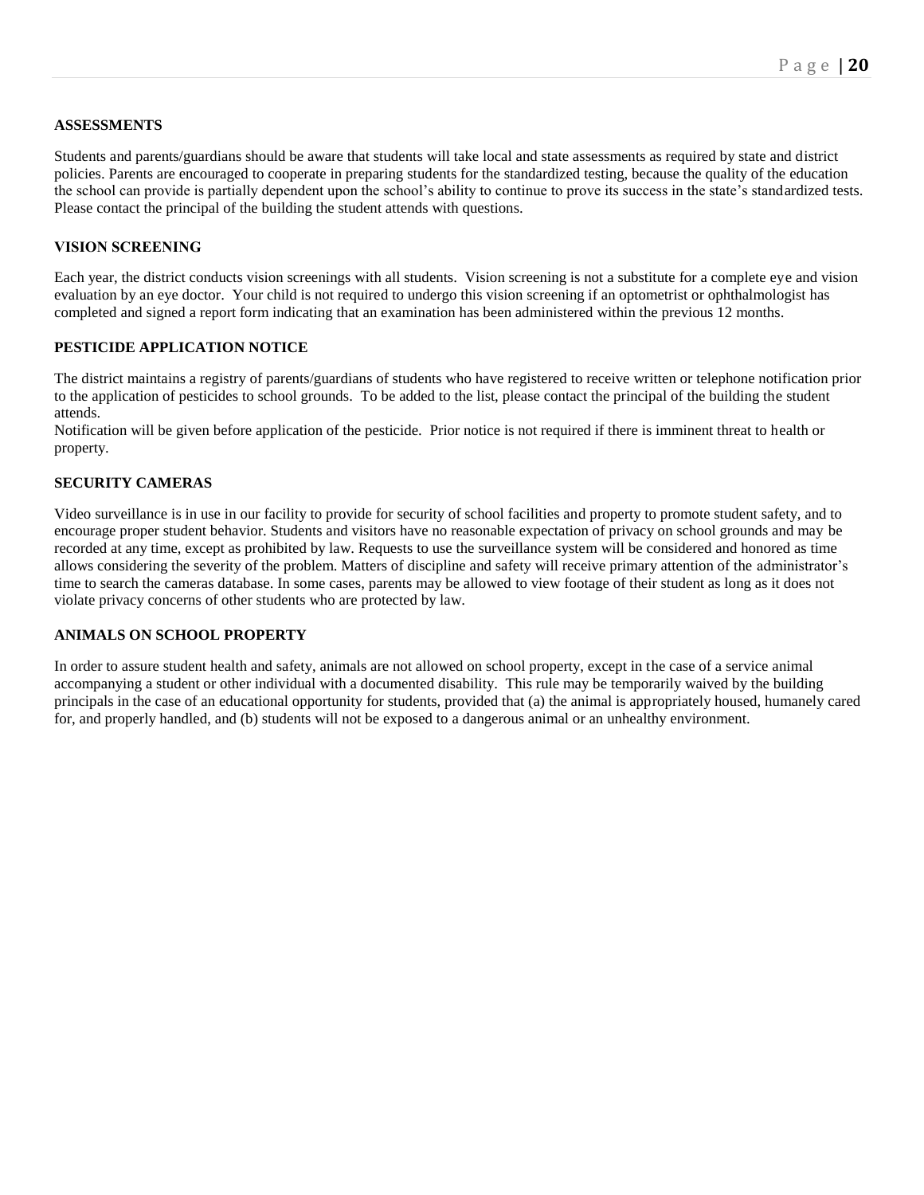**ASSESSMENTS**

Students and parents/guardians should be aware that students will take local and state assessments as required by state and district policies. Parents are encouraged to cooperate in preparing students for the standardized testing, because the quality of the education the school can provide is partially dependent upon the school's ability to continue to prove its success in the state's standardized tests. Please contact the principal of the building the student attends with questions.

**VISION SCREENING**

Each year, the district conducts vision screenings with all students. Vision screening is not a substitute for a complete eye and vision evaluation by an eye doctor. Your child is not required to undergo this vision screening if an optometrist or ophthalmologist has completed and signed a report form indicating that an examination has been administered within the previous 12 months.

**PESTICIDE APPLICATION NOTICE**

The district maintains a registry of parents/guardians of students who have registered to receive written or telephone notification prior to the application of pesticides to school grounds. To be added to the list, please contact the principal of the building the student attends.

Notification will be given before application of the pesticide. Prior notice is not required if there is imminent threat to health or property.

**SECURITY CAMERAS**

Video surveillance is in use in our facility to provide for security of school facilities and property to promote student safety, and to encourage proper student behavior. Students and visitors have no reasonable expectation of privacy on school grounds and may be recorded at any time, except as prohibited by law. Requests to use the surveillance system will be considered and honored as time allows considering the severity of the problem. Matters of discipline and safety will receive primary attention of the administrator's time to search the cameras database. In some cases, parents may be allowed to view footage of their student as long as it does not violate privacy concerns of other students who are protected by law.

**ANIMALS ON SCHOOL PROPERTY**

In order to assure student health and safety, animals are not allowed on school property, except in the case of a service animal accompanying a student or other individual with a documented disability. This rule may be temporarily waived by the building principals in the case of an educational opportunity for students, provided that (a) the animal is appropriately housed, humanely cared for, and properly handled, and (b) students will not be exposed to a dangerous animal or an unhealthy environment.